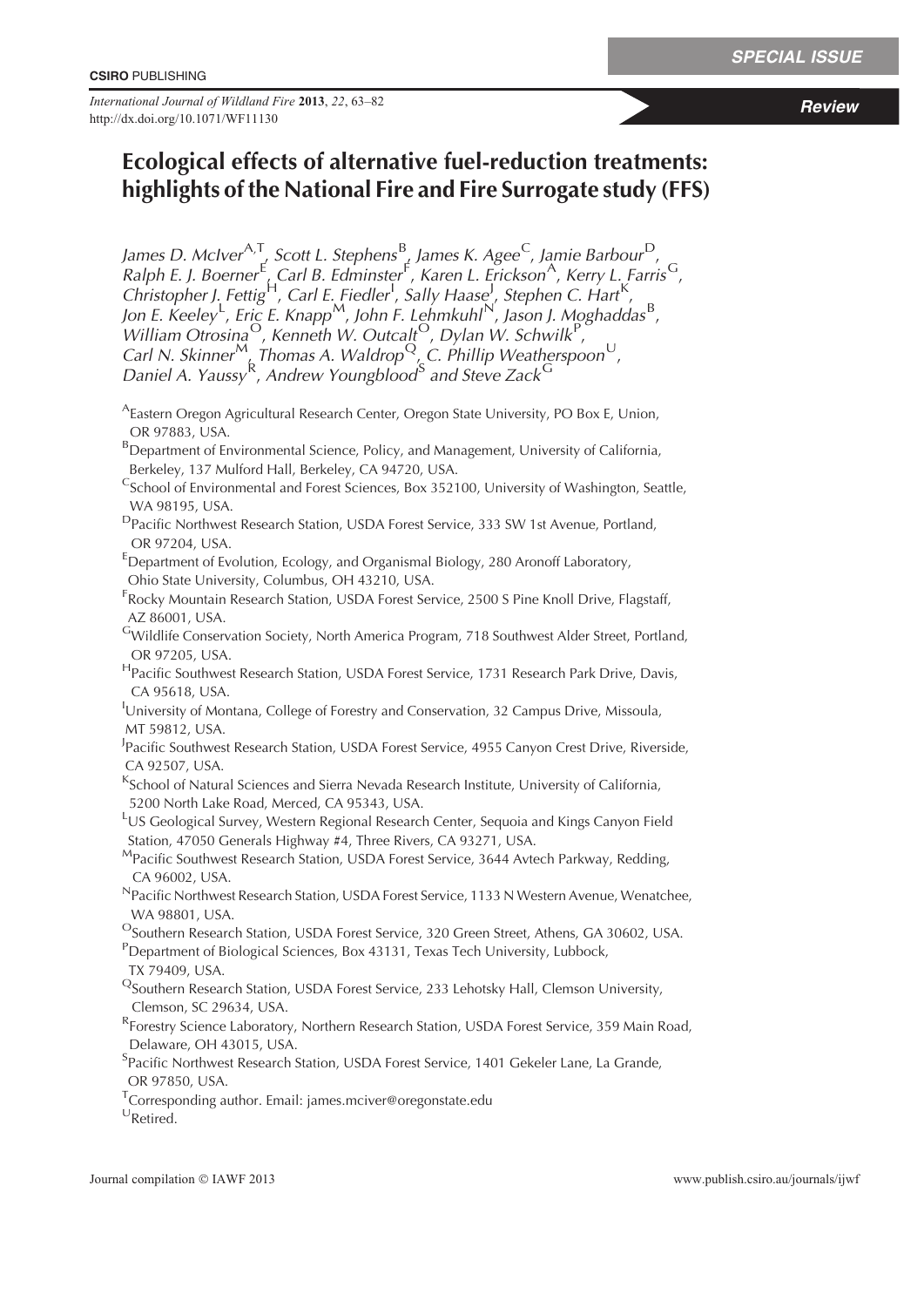SPECIAL ISSUE

CSIRO PUBLISHING

*International Journal of Wildland Fire* **2013**, *22*, 63–82
http://dx.doi.org/10.1071/WF11130

*Review*

# Ecological effects of alternative fuel-reduction treatments: highlights of the National Fire and Fire Surrogate study (FFS)

*James D. McIver[A,T], Scott L. Stephens[B], James K. Agee[C], Jamie Barbour[D], Ralph E. J. Boerner[E], Carl B. Edminster[F], Karen L. Erickson[A], Kerry L. Farris[G], Christopher J. Fettig[H], Carl E. Fiedler[I], Sally Haase[J], Stephen C. Hart[K], Jon E. Keeley[L], Eric E. Knapp[M], John F. Lehmkuhl[N], Jason J. Moghaddas[B], William Otrosina[O], Kenneth W. Outcalt[O], Dylan W. Schwilk[P], Carl N. Skinner[M], Thomas A. Waldrop[Q], C. Phillip Weatherspoon[U], Daniel A. Yaussy[R], Andrew Youngblood[S] and Steve Zack[G]*

[A]Eastern Oregon Agricultural Research Center, Oregon State University, PO Box E, Union, OR 97883, USA.

[B]Department of Environmental Science, Policy, and Management, University of California, Berkeley, 137 Mulford Hall, Berkeley, CA 94720, USA.

[C]School of Environmental and Forest Sciences, Box 352100, University of Washington, Seattle, WA 98195, USA.

[D]Pacific Northwest Research Station, USDA Forest Service, 333 SW 1st Avenue, Portland, OR 97204, USA.

[E]Department of Evolution, Ecology, and Organismal Biology, 280 Aronoff Laboratory, Ohio State University, Columbus, OH 43210, USA.

[F]Rocky Mountain Research Station, USDA Forest Service, 2500 S Pine Knoll Drive, Flagstaff, AZ 86001, USA.

[G]Wildlife Conservation Society, North America Program, 718 Southwest Alder Street, Portland, OR 97205, USA.

[H]Pacific Southwest Research Station, USDA Forest Service, 1731 Research Park Drive, Davis, CA 95618, USA.

[I]University of Montana, College of Forestry and Conservation, 32 Campus Drive, Missoula, MT 59812, USA.

[J]Pacific Southwest Research Station, USDA Forest Service, 4955 Canyon Crest Drive, Riverside, CA 92507, USA.

[K]School of Natural Sciences and Sierra Nevada Research Institute, University of California, 5200 North Lake Road, Merced, CA 95343, USA.

[L]US Geological Survey, Western Regional Research Center, Sequoia and Kings Canyon Field Station, 47050 Generals Highway #4, Three Rivers, CA 93271, USA.

[M]Pacific Southwest Research Station, USDA Forest Service, 3644 Avtech Parkway, Redding, CA 96002, USA.

[N]Pacific Northwest Research Station, USDA Forest Service, 1133 N Western Avenue, Wenatchee, WA 98801, USA.

[O]Southern Research Station, USDA Forest Service, 320 Green Street, Athens, GA 30602, USA.

[P]Department of Biological Sciences, Box 43131, Texas Tech University, Lubbock, TX 79409, USA.

[Q]Southern Research Station, USDA Forest Service, 233 Lehotsky Hall, Clemson University, Clemson, SC 29634, USA.

[R]Forestry Science Laboratory, Northern Research Station, USDA Forest Service, 359 Main Road, Delaware, OH 43015, USA.

[S]Pacific Northwest Research Station, USDA Forest Service, 1401 Gekeler Lane, La Grande, OR 97850, USA.

[T]Corresponding author. Email: james.mciver@oregonstate.edu

[U]Retired.

Journal compilation © IAWF 2013 www.publish.csiro.au/journals/ijwf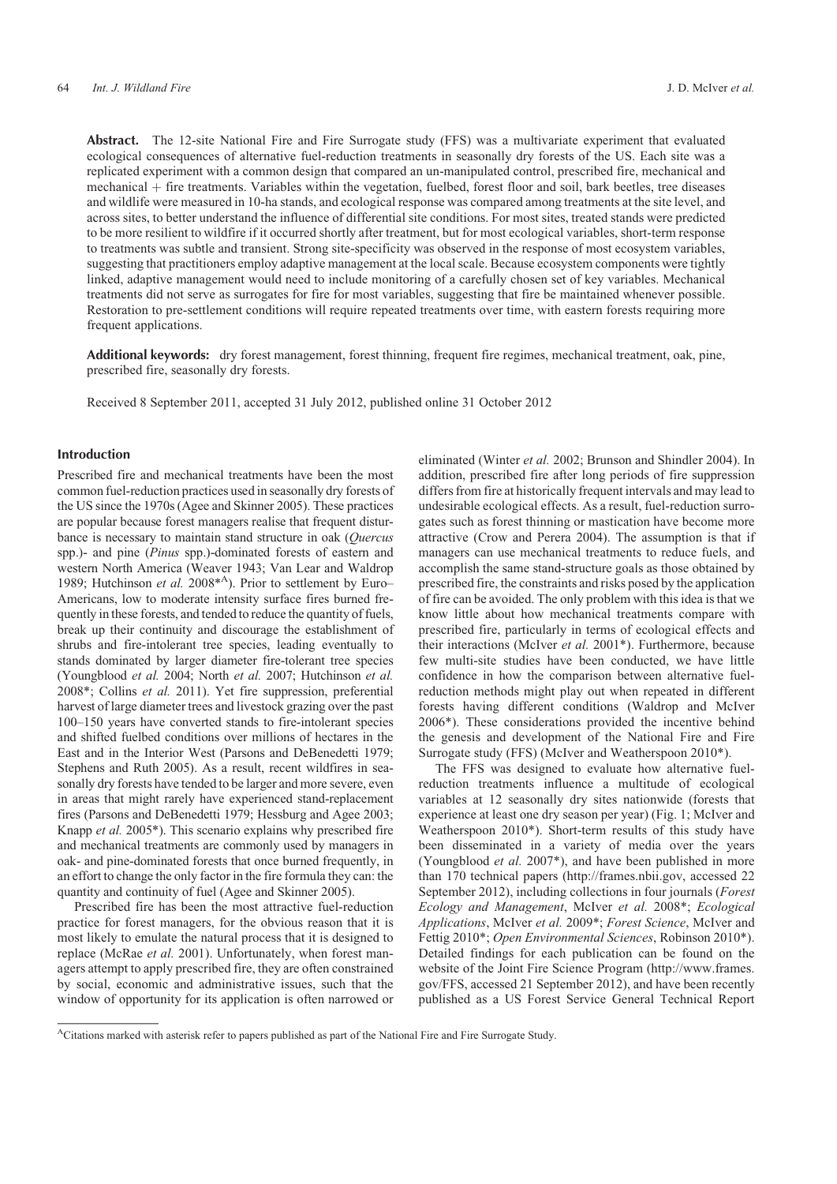**Abstract.** The 12-site National Fire and Fire Surrogate study (FFS) was a multivariate experiment that evaluated ecological consequences of alternative fuel-reduction treatments in seasonally dry forests of the US. Each site was a replicated experiment with a common design that compared an un-manipulated control, prescribed fire, mechanical and mechanical + fire treatments. Variables within the vegetation, fuelbed, forest floor and soil, bark beetles, tree diseases and wildlife were measured in 10-ha stands, and ecological response was compared among treatments at the site level, and across sites, to better understand the influence of differential site conditions. For most sites, treated stands were predicted to be more resilient to wildfire if it occurred shortly after treatment, but for most ecological variables, short-term response to treatments was subtle and transient. Strong site-specificity was observed in the response of most ecosystem variables, suggesting that practitioners employ adaptive management at the local scale. Because ecosystem components were tightly linked, adaptive management would need to include monitoring of a carefully chosen set of key variables. Mechanical treatments did not serve as surrogates for fire for most variables, suggesting that fire be maintained whenever possible. Restoration to pre-settlement conditions will require repeated treatments over time, with eastern forests requiring more frequent applications.

**Additional keywords:** dry forest management, forest thinning, frequent fire regimes, mechanical treatment, oak, pine, prescribed fire, seasonally dry forests.

Received 8 September 2011, accepted 31 July 2012, published online 31 October 2012

## Introduction

Prescribed fire and mechanical treatments have been the most common fuel-reduction practices used in seasonally dry forests of the US since the 1970s (Agee and Skinner 2005). These practices are popular because forest managers realise that frequent disturbance is necessary to maintain stand structure in oak (*Quercus* spp.)- and pine (*Pinus* spp.)-dominated forests of eastern and western North America (Weaver 1943; Van Lear and Waldrop 1989; Hutchinson *et al.* 2008*[A]). Prior to settlement by Euro–Americans, low to moderate intensity surface fires burned frequently in these forests, and tended to reduce the quantity of fuels, break up their continuity and discourage the establishment of shrubs and fire-intolerant tree species, leading eventually to stands dominated by larger diameter fire-tolerant tree species (Youngblood *et al.* 2004; North *et al.* 2007; Hutchinson *et al.* 2008*; Collins *et al.* 2011). Yet fire suppression, preferential harvest of large diameter trees and livestock grazing over the past 100–150 years have converted stands to fire-intolerant species and shifted fuelbed conditions over millions of hectares in the East and in the Interior West (Parsons and DeBenedetti 1979; Stephens and Ruth 2005). As a result, recent wildfires in seasonally dry forests have tended to be larger and more severe, even in areas that might rarely have experienced stand-replacement fires (Parsons and DeBenedetti 1979; Hessburg and Agee 2003; Knapp *et al.* 2005*). This scenario explains why prescribed fire and mechanical treatments are commonly used by managers in oak- and pine-dominated forests that once burned frequently, in an effort to change the only factor in the fire formula they can: the quantity and continuity of fuel (Agee and Skinner 2005).

Prescribed fire has been the most attractive fuel-reduction practice for forest managers, for the obvious reason that it is most likely to emulate the natural process that it is designed to replace (McRae *et al.* 2001). Unfortunately, when forest managers attempt to apply prescribed fire, they are often constrained by social, economic and administrative issues, such that the window of opportunity for its application is often narrowed or eliminated (Winter *et al.* 2002; Brunson and Shindler 2004). In addition, prescribed fire after long periods of fire suppression differs from fire at historically frequent intervals and may lead to undesirable ecological effects. As a result, fuel-reduction surrogates such as forest thinning or mastication have become more attractive (Crow and Perera 2004). The assumption is that if managers can use mechanical treatments to reduce fuels, and accomplish the same stand-structure goals as those obtained by prescribed fire, the constraints and risks posed by the application of fire can be avoided. The only problem with this idea is that we know little about how mechanical treatments compare with prescribed fire, particularly in terms of ecological effects and their interactions (McIver *et al.* 2001*). Furthermore, because few multi-site studies have been conducted, we have little confidence in how the comparison between alternative fuel-reduction methods might play out when repeated in different forests having different conditions (Waldrop and McIver 2006*). These considerations provided the incentive behind the genesis and development of the National Fire and Fire Surrogate study (FFS) (McIver and Weatherspoon 2010*).

The FFS was designed to evaluate how alternative fuel-reduction treatments influence a multitude of ecological variables at 12 seasonally dry sites nationwide (forests that experience at least one dry season per year) (Fig. 1; McIver and Weatherspoon 2010*). Short-term results of this study have been disseminated in a variety of media over the years (Youngblood *et al.* 2007*), and have been published in more than 170 technical papers (http://frames.nbii.gov, accessed 22 September 2012), including collections in four journals (*Forest Ecology and Management*, McIver *et al.* 2008*; *Ecological Applications*, McIver *et al.* 2009*; *Forest Science*, McIver and Fettig 2010*; *Open Environmental Sciences*, Robinson 2010*). Detailed findings for each publication can be found on the website of the Joint Fire Science Program (http://www.frames.gov/FFS, accessed 21 September 2012), and have been recently published as a US Forest Service General Technical Report

[A]Citations marked with asterisk refer to papers published as part of the National Fire and Fire Surrogate Study.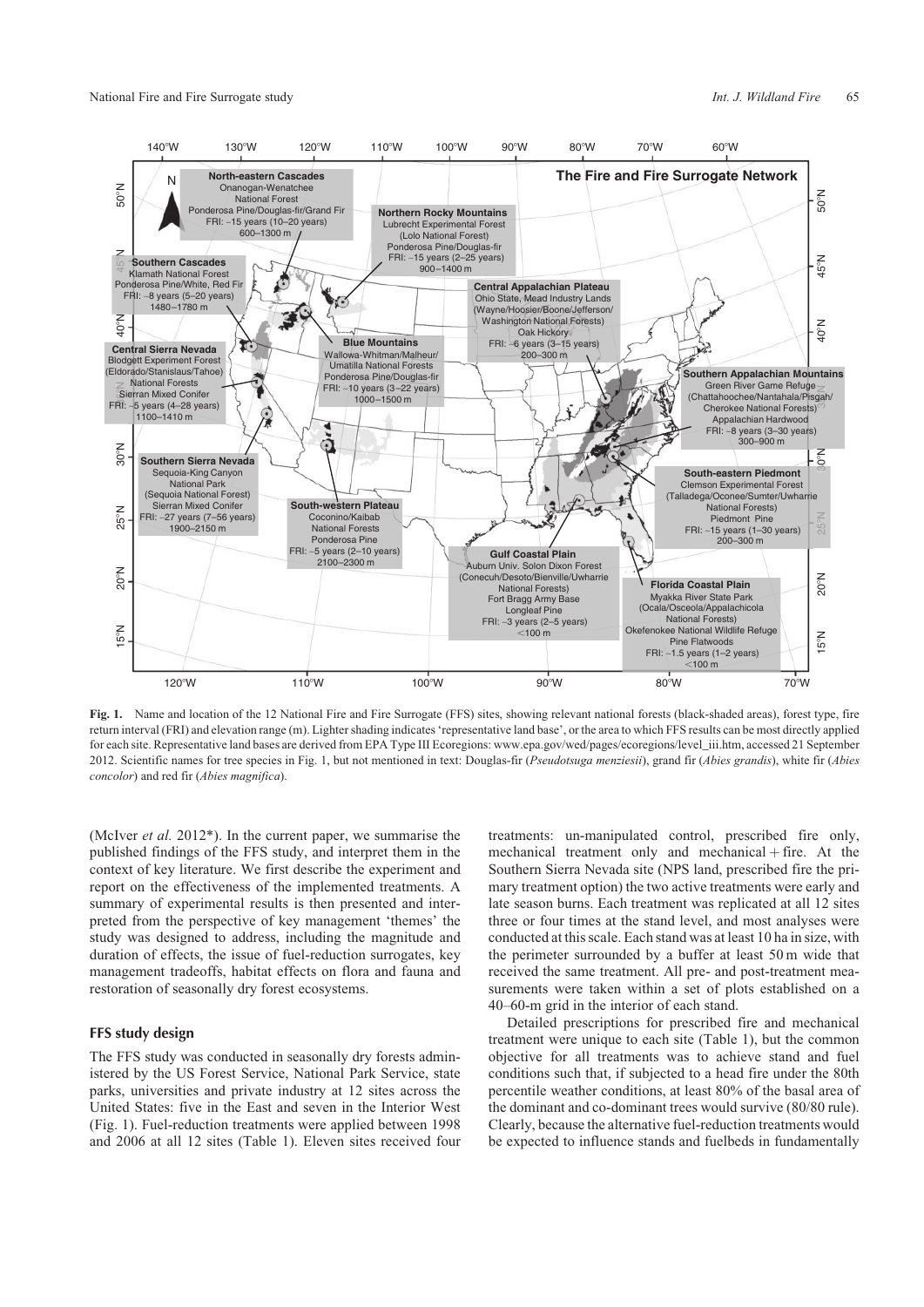The Fire and Fire Surrogate Network

**North-eastern Cascades**
Onanogan-Wenatchee
National Forest
Ponderosa Pine/Douglas-fir/Grand Fir
FRI: ~15 years (10–20 years)
600–1300 m

**Northern Rocky Mountains**
Lubrecht Experimental Forest
(Lolo National Forest)
Ponderosa Pine/Douglas-fir
FRI: ~15 years (2–25 years)
900–1400 m

**Southern Cascades**
Klamath National Forest
Ponderosa Pine/White, Red Fir
FRI: ~8 years (5–20 years)
1480–1780 m

**Central Appalachian Plateau**
Ohio State, Mead Industry Lands
(Wayne/Hoosier/Boone/Jefferson/
Washington National Forests)
Oak Hickory
FRI: ~6 years (3–15 years)
200–300 m

**Blue Mountains**
Wallowa-Whitman/Malheur/
Umatilla National Forests
Ponderosa Pine/Douglas-fir
FRI: ~10 years (3–22 years)
1000–1500 m

**Central Sierra Nevada**
Blodgett Experiment Forest
(Eldorado/Stanislaus/Tahoe)
National Forests
Sierran Mixed Conifer
FRI: ~5 years (4–28 years)
1100–1410 m

**Southern Appalachian Mountains**
Green River Game Refuge
(Chattahoochee/Nantahala/Pisgah/
Cherokee National Forests)
Appalachian Hardwood
FRI: ~8 years (3–30 years)
300–900 m

**Southern Sierra Nevada**
Sequoia-King Canyon
National Park
(Sequoia National Forest)
Sierran Mixed Conifer
FRI: ~27 years (7–56 years)
1900–2150 m

**South-western Plateau**
Coconino/Kaibab
National Forests
Ponderosa Pine
FRI: ~5 years (2–10 years)
2100–2300 m

**South-eastern Piedmont**
Clemson Experimental Forest
(Talladega/Oconee/Sumter/Uwharrie
National Forests)
Piedmont Pine
FRI: ~15 years (1–30 years)
200–300 m

**Gulf Coastal Plain**
Auburn Univ. Solon Dixon Forest
(Conecuh/Desoto/Bienville/Uwharrie
National Forests)
Fort Bragg Army Base
Longleaf Pine
FRI: ~3 years (2–5 years)
<100 m

**Florida Coastal Plain**
Myakka River State Park
(Ocala/Osceola/Appalachicola
National Forests)
Okefenokee National Wildlife Refuge
Pine Flatwoods
FRI: ~1.5 years (1–2 years)
<100 m

**Fig. 1.** Name and location of the 12 National Fire and Fire Surrogate (FFS) sites, showing relevant national forests (black-shaded areas), forest type, fire return interval (FRI) and elevation range (m). Lighter shading indicates 'representative land base', or the area to which FFS results can be most directly applied for each site. Representative land bases are derived from EPA Type III Ecoregions: www.epa.gov/wed/pages/ecoregions/level_iii.htm, accessed 21 September 2012. Scientific names for tree species in Fig. 1, but not mentioned in text: Douglas-fir (*Pseudotsuga menziesii*), grand fir (*Abies grandis*), white fir (*Abies concolor*) and red fir (*Abies magnifica*).

(McIver *et al.* 2012*). In the current paper, we summarise the published findings of the FFS study, and interpret them in the context of key literature. We first describe the experiment and report on the effectiveness of the implemented treatments. A summary of experimental results is then presented and interpreted from the perspective of key management 'themes' the study was designed to address, including the magnitude and duration of effects, the issue of fuel-reduction surrogates, key management tradeoffs, habitat effects on flora and fauna and restoration of seasonally dry forest ecosystems.

## FFS study design

The FFS study was conducted in seasonally dry forests administered by the US Forest Service, National Park Service, state parks, universities and private industry at 12 sites across the United States: five in the East and seven in the Interior West (Fig. 1). Fuel-reduction treatments were applied between 1998 and 2006 at all 12 sites (Table 1). Eleven sites received four treatments: un-manipulated control, prescribed fire only, mechanical treatment only and mechanical + fire. At the Southern Sierra Nevada site (NPS land, prescribed fire the primary treatment option) the two active treatments were early and late season burns. Each treatment was replicated at all 12 sites three or four times at the stand level, and most analyses were conducted at this scale. Each stand was at least 10 ha in size, with the perimeter surrounded by a buffer at least 50 m wide that received the same treatment. All pre- and post-treatment measurements were taken within a set of plots established on a 40–60-m grid in the interior of each stand.

Detailed prescriptions for prescribed fire and mechanical treatment were unique to each site (Table 1), but the common objective for all treatments was to achieve stand and fuel conditions such that, if subjected to a head fire under the 80th percentile weather conditions, at least 80% of the basal area of the dominant and co-dominant trees would survive (80/80 rule). Clearly, because the alternative fuel-reduction treatments would be expected to influence stands and fuelbeds in fundamentally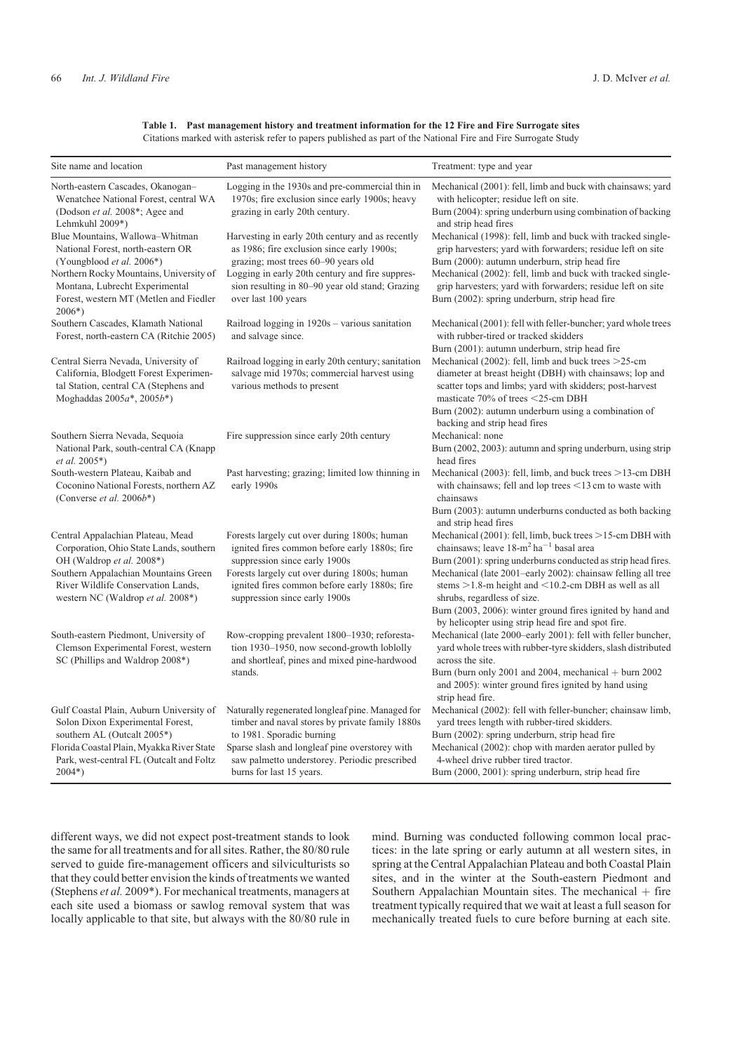**Table 1. Past management history and treatment information for the 12 Fire and Fire Surrogate sites**
Citations marked with asterisk refer to papers published as part of the National Fire and Fire Surrogate Study

| Site name and location | Past management history | Treatment: type and year |
|---|---|---|
| North-eastern Cascades, Okanogan–Wenatchee National Forest, central WA (Dodson *et al.* 2008*; Agee and Lehmkuhl 2009*) | Logging in the 1930s and pre-commercial thin in 1970s; fire exclusion since early 1900s; heavy grazing in early 20th century. | Mechanical (2001): fell, limb and buck with chainsaws; yard with helicopter; residue left on site. Burn (2004): spring underburn using combination of backing and strip head fires |
| Blue Mountains, Wallowa–Whitman National Forest, north-eastern OR (Youngblood *et al.* 2006*) | Harvesting in early 20th century and as recently as 1986; fire exclusion since early 1900s; grazing; most trees 60–90 years old | Mechanical (1998): fell, limb and buck with tracked single-grip harvesters; yard with forwarders; residue left on site. Burn (2000): autumn underburn, strip head fire |
| Northern Rocky Mountains, University of Montana, Lubrecht Experimental Forest, western MT (Metlen and Fiedler 2006*) | Logging in early 20th century and fire suppression resulting in 80–90 year old stand; Grazing over last 100 years | Mechanical (2002): fell, limb and buck with tracked single-grip harvesters; yard with forwarders; residue left on site. Burn (2002): spring underburn, strip head fire |
| Southern Cascades, Klamath National Forest, north-eastern CA (Ritchie 2005) | Railroad logging in 1920s – various sanitation and salvage since. | Mechanical (2001): fell with feller-buncher; yard whole trees with rubber-tired or tracked skidders. Burn (2001): autumn underburn, strip head fire |
| Central Sierra Nevada, University of California, Blodgett Forest Experimental Station, central CA (Stephens and Moghaddas 2005*a**, 2005*b**) | Railroad logging in early 20th century; sanitation salvage mid 1970s; commercial harvest using various methods to present | Mechanical (2002): fell, limb and buck trees >25-cm diameter at breast height (DBH) with chainsaws; lop and scatter tops and limbs; yard with skidders; post-harvest masticate 70% of trees <25-cm DBH. Burn (2002): autumn underburn using a combination of backing and strip head fires |
| Southern Sierra Nevada, Sequoia National Park, south-central CA (Knapp *et al.* 2005*) | Fire suppression since early 20th century | Mechanical: none. Burn (2002, 2003): autumn and spring underburn, using strip head fires |
| South-western Plateau, Kaibab and Coconino National Forests, northern AZ (Converse *et al.* 2006*b**) | Past harvesting; grazing; limited low thinning in early 1990s | Mechanical (2003): fell, limb, and buck trees >13-cm DBH with chainsaws; fell and lop trees <13 cm to waste with chainsaws. Burn (2003): autumn underburns conducted as both backing and strip head fires |
| Central Appalachian Plateau, Mead Corporation, Ohio State Lands, southern OH (Waldrop *et al.* 2008*) | Forests largely cut over during 1800s; human ignited fires common before early 1880s; fire suppression since early 1900s | Mechanical (2001): fell, limb, buck trees >15-cm DBH with chainsaws; leave 18-m$^2$ ha$^{-1}$ basal area. Burn (2001): spring underburns conducted as strip head fires. |
| Southern Appalachian Mountains Green River Wildlife Conservation Lands, western NC (Waldrop *et al.* 2008*) | Forests largely cut over during 1800s; human ignited fires common before early 1880s; fire suppression since early 1900s | Mechanical (late 2001–early 2002): chainsaw felling all tree stems >1.8-m height and <10.2-cm DBH as well as all shrubs, regardless of size. Burn (2003, 2006): winter ground fires ignited by hand and by helicopter using strip head fire and spot fire. |
| South-eastern Piedmont, University of Clemson Experimental Forest, western SC (Phillips and Waldrop 2008*) | Row-cropping prevalent 1800–1930; reforestation 1930–1950, now second-growth loblolly and shortleaf, pines and mixed pine-hardwood stands. | Mechanical (late 2000–early 2001): fell with feller buncher, yard whole trees with rubber-tyre skidders, slash distributed across the site. Burn (burn only 2001 and 2004, mechanical + burn 2002 and 2005): winter ground fires ignited by hand using strip head fire. |
| Gulf Coastal Plain, Auburn University of Solon Dixon Experimental Forest, southern AL (Outcalt 2005*) | Naturally regenerated longleaf pine. Managed for timber and naval stores by private family 1880s to 1981. Sporadic burning | Mechanical (2002): fell with feller-buncher; chainsaw limb, yard trees length with rubber-tired skidders. Burn (2002): spring underburn, strip head fire |
| Florida Coastal Plain, Myakka River State Park, west-central FL (Outcalt and Foltz 2004*) | Sparse slash and longleaf pine overstorey with saw palmetto understorey. Periodic prescribed burns for last 15 years. | Mechanical (2002): chop with marden aerator pulled by 4-wheel drive rubber tired tractor. Burn (2000, 2001): spring underburn, strip head fire |

different ways, we did not expect post-treatment stands to look the same for all treatments and for all sites. Rather, the 80/80 rule served to guide fire-management officers and silviculturists so that they could better envision the kinds of treatments we wanted (Stephens *et al.* 2009*). For mechanical treatments, managers at each site used a biomass or sawlog removal system that was locally applicable to that site, but always with the 80/80 rule in mind. Burning was conducted following common local practices: in the late spring or early autumn at all western sites, in spring at the Central Appalachian Plateau and both Coastal Plain sites, and in the winter at the South-eastern Piedmont and Southern Appalachian Mountain sites. The mechanical + fire treatment typically required that we wait at least a full season for mechanically treated fuels to cure before burning at each site.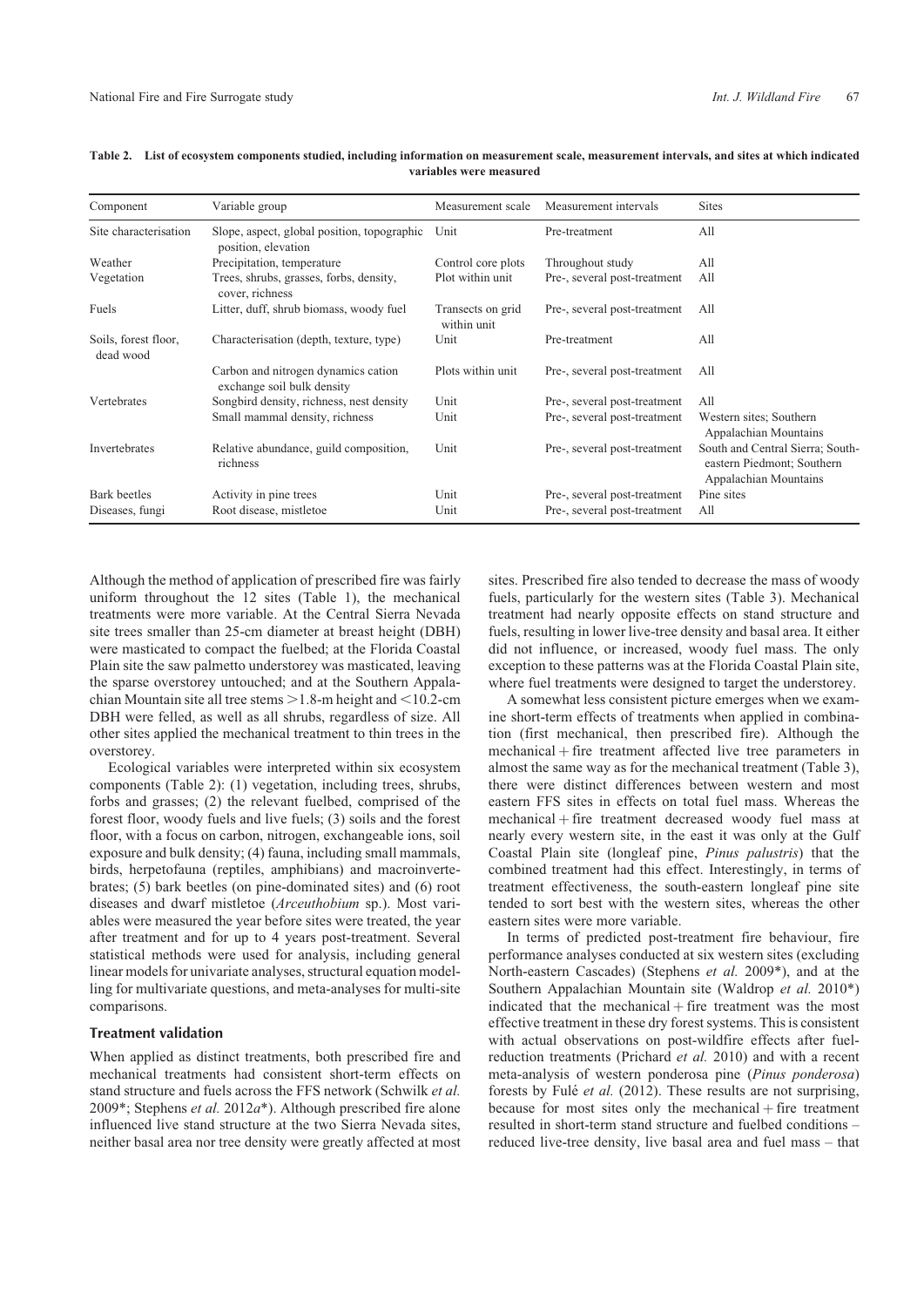**Table 2. List of ecosystem components studied, including information on measurement scale, measurement intervals, and sites at which indicated variables were measured**

| Component | Variable group | Measurement scale | Measurement intervals | Sites |
|---|---|---|---|---|
| Site characterisation | Slope, aspect, global position, topographic position, elevation | Unit | Pre-treatment | All |
| Weather | Precipitation, temperature | Control core plots | Throughout study | All |
| Vegetation | Trees, shrubs, grasses, forbs, density, cover, richness | Plot within unit | Pre-, several post-treatment | All |
| Fuels | Litter, duff, shrub biomass, woody fuel | Transects on grid within unit | Pre-, several post-treatment | All |
| Soils, forest floor, dead wood | Characterisation (depth, texture, type) | Unit | Pre-treatment | All |
| | Carbon and nitrogen dynamics cation exchange soil bulk density | Plots within unit | Pre-, several post-treatment | All |
| Vertebrates | Songbird density, richness, nest density | Unit | Pre-, several post-treatment | All |
| | Small mammal density, richness | Unit | Pre-, several post-treatment | Western sites; Southern Appalachian Mountains |
| Invertebrates | Relative abundance, guild composition, richness | Unit | Pre-, several post-treatment | South and Central Sierra; South-eastern Piedmont; Southern Appalachian Mountains |
| Bark beetles | Activity in pine trees | Unit | Pre-, several post-treatment | Pine sites |
| Diseases, fungi | Root disease, mistletoe | Unit | Pre-, several post-treatment | All |

Although the method of application of prescribed fire was fairly uniform throughout the 12 sites (Table 1), the mechanical treatments were more variable. At the Central Sierra Nevada site trees smaller than 25-cm diameter at breast height (DBH) were masticated to compact the fuelbed; at the Florida Coastal Plain site the saw palmetto understorey was masticated, leaving the sparse overstorey untouched; and at the Southern Appalachian Mountain site all tree stems >1.8-m height and <10.2-cm DBH were felled, as well as all shrubs, regardless of size. All other sites applied the mechanical treatment to thin trees in the overstorey.

Ecological variables were interpreted within six ecosystem components (Table 2): (1) vegetation, including trees, shrubs, forbs and grasses; (2) the relevant fuelbed, comprised of the forest floor, woody fuels and live fuels; (3) soils and the forest floor, with a focus on carbon, nitrogen, exchangeable ions, soil exposure and bulk density; (4) fauna, including small mammals, birds, herpetofauna (reptiles, amphibians) and macroinvertebrates; (5) bark beetles (on pine-dominated sites) and (6) root diseases and dwarf mistletoe (*Arceuthobium* sp.). Most variables were measured the year before sites were treated, the year after treatment and for up to 4 years post-treatment. Several statistical methods were used for analysis, including general linear models for univariate analyses, structural equation modelling for multivariate questions, and meta-analyses for multi-site comparisons.

## Treatment validation

When applied as distinct treatments, both prescribed fire and mechanical treatments had consistent short-term effects on stand structure and fuels across the FFS network (Schwilk *et al.* 2009*; Stephens *et al.* 2012*a**). Although prescribed fire alone influenced live stand structure at the two Sierra Nevada sites, neither basal area nor tree density were greatly affected at most sites. Prescribed fire also tended to decrease the mass of woody fuels, particularly for the western sites (Table 3). Mechanical treatment had nearly opposite effects on stand structure and fuels, resulting in lower live-tree density and basal area. It either did not influence, or increased, woody fuel mass. The only exception to these patterns was at the Florida Coastal Plain site, where fuel treatments were designed to target the understorey.

A somewhat less consistent picture emerges when we examine short-term effects of treatments when applied in combination (first mechanical, then prescribed fire). Although the mechanical + fire treatment affected live tree parameters in almost the same way as for the mechanical treatment (Table 3), there were distinct differences between western and most eastern FFS sites in effects on total fuel mass. Whereas the mechanical + fire treatment decreased woody fuel mass at nearly every western site, in the east it was only at the Gulf Coastal Plain site (longleaf pine, *Pinus palustris*) that the combined treatment had this effect. Interestingly, in terms of treatment effectiveness, the south-eastern longleaf pine site tended to sort best with the western sites, whereas the other eastern sites were more variable.

In terms of predicted post-treatment fire behaviour, fire performance analyses conducted at six western sites (excluding North-eastern Cascades) (Stephens *et al.* 2009*), and at the Southern Appalachian Mountain site (Waldrop *et al.* 2010*) indicated that the mechanical + fire treatment was the most effective treatment in these dry forest systems. This is consistent with actual observations on post-wildfire effects after fuel-reduction treatments (Prichard *et al.* 2010) and with a recent meta-analysis of western ponderosa pine (*Pinus ponderosa*) forests by Fulé *et al.* (2012). These results are not surprising, because for most sites only the mechanical + fire treatment resulted in short-term stand structure and fuelbed conditions – reduced live-tree density, live basal area and fuel mass – that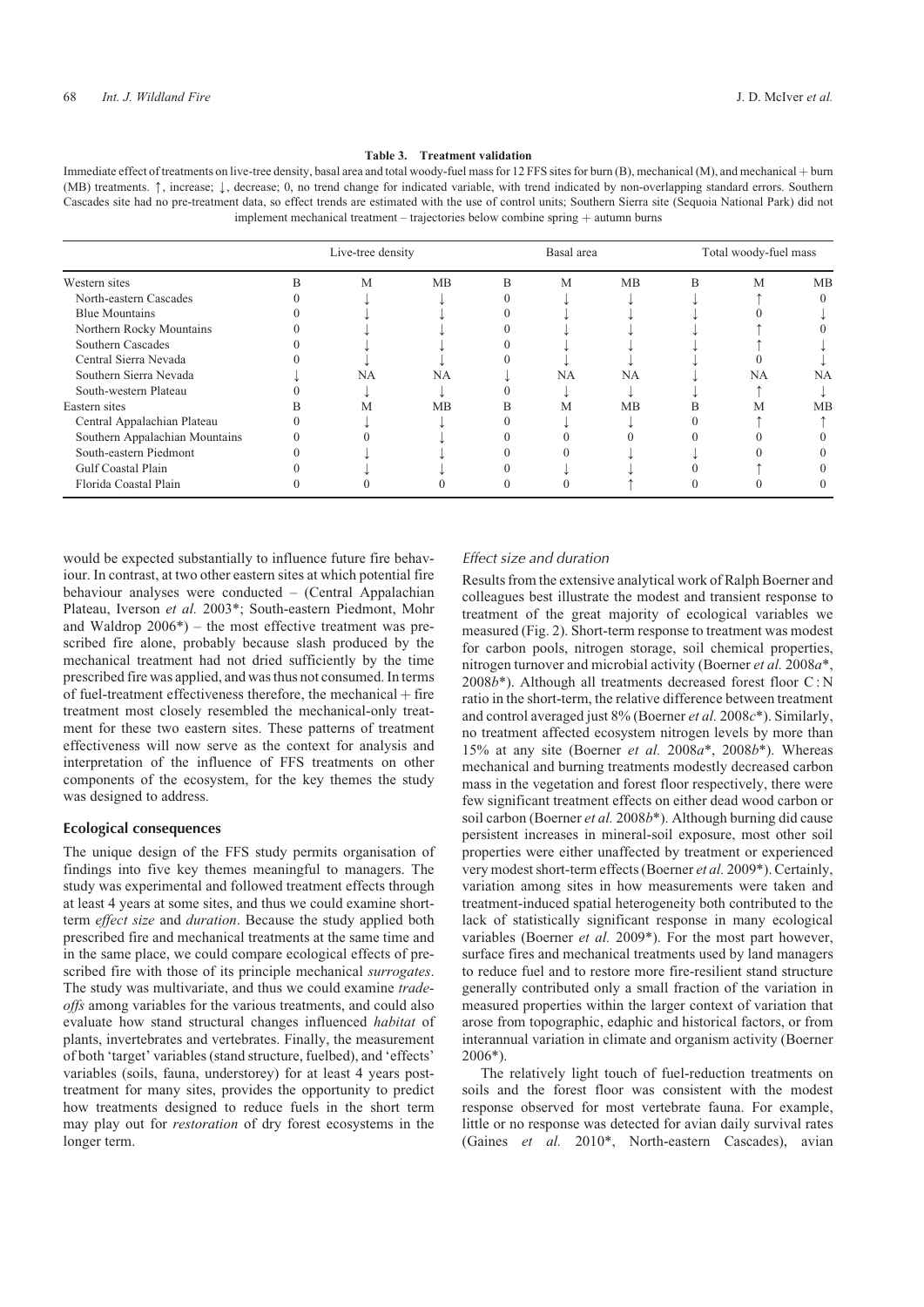**Table 3. Treatment validation**

Immediate effect of treatments on live-tree density, basal area and total woody-fuel mass for 12 FFS sites for burn (B), mechanical (M), and mechanical + burn (MB) treatments. ↑, increase; ↓, decrease; 0, no trend change for indicated variable, with trend indicated by non-overlapping standard errors. Southern Cascades site had no pre-treatment data, so effect trends are estimated with the use of control units; Southern Sierra site (Sequoia National Park) did not implement mechanical treatment – trajectories below combine spring + autumn burns

| | Live-tree density | | | Basal area | | | Total woody-fuel mass | | |
|---|---|---|---|---|---|---|---|---|---|
| Western sites | B | M | MB | B | M | MB | B | M | MB |
| North-eastern Cascades | 0 | ↓ | ↓ | 0 | ↓ | ↓ | ↓ | ↑ | 0 |
| Blue Mountains | 0 | ↓ | ↓ | 0 | ↓ | ↓ | ↓ | 0 | ↓ |
| Northern Rocky Mountains | 0 | ↓ | ↓ | 0 | ↓ | ↓ | ↓ | ↑ | 0 |
| Southern Cascades | 0 | ↓ | ↓ | 0 | ↓ | ↓ | ↓ | ↑ | ↓ |
| Central Sierra Nevada | 0 | ↓ | ↓ | 0 | ↓ | ↓ | ↓ | 0 | ↓ |
| Southern Sierra Nevada | ↓ | NA | NA | ↓ | NA | NA | ↓ | NA | NA |
| South-western Plateau | 0 | ↓ | ↓ | 0 | ↓ | ↓ | ↓ | ↑ | ↓ |
| Eastern sites | B | M | MB | B | M | MB | B | M | MB |
| Central Appalachian Plateau | 0 | ↓ | ↓ | 0 | ↓ | ↓ | 0 | ↑ | ↑ |
| Southern Appalachian Mountains | 0 | 0 | ↓ | 0 | 0 | 0 | 0 | 0 | 0 |
| South-eastern Piedmont | 0 | ↓ | ↓ | 0 | 0 | ↓ | ↓ | 0 | 0 |
| Gulf Coastal Plain | 0 | ↓ | ↓ | 0 | ↓ | ↓ | 0 | ↑ | 0 |
| Florida Coastal Plain | 0 | 0 | 0 | 0 | 0 | ↑ | 0 | 0 | 0 |

would be expected substantially to influence future fire behaviour. In contrast, at two other eastern sites at which potential fire behaviour analyses were conducted – (Central Appalachian Plateau, Iverson *et al.* 2003*; South-eastern Piedmont, Mohr and Waldrop 2006*) – the most effective treatment was prescribed fire alone, probably because slash produced by the mechanical treatment had not dried sufficiently by the time prescribed fire was applied, and was thus not consumed. In terms of fuel-treatment effectiveness therefore, the mechanical + fire treatment most closely resembled the mechanical-only treatment for these two eastern sites. These patterns of treatment effectiveness will now serve as the context for analysis and interpretation of the influence of FFS treatments on other components of the ecosystem, for the key themes the study was designed to address.

## Ecological consequences

The unique design of the FFS study permits organisation of findings into five key themes meaningful to managers. The study was experimental and followed treatment effects through at least 4 years at some sites, and thus we could examine short-term *effect size* and *duration*. Because the study applied both prescribed fire and mechanical treatments at the same time and in the same place, we could compare ecological effects of prescribed fire with those of its principle mechanical *surrogates*. The study was multivariate, and thus we could examine *trade-offs* among variables for the various treatments, and could also evaluate how stand structural changes influenced *habitat* of plants, invertebrates and vertebrates. Finally, the measurement of both 'target' variables (stand structure, fuelbed), and 'effects' variables (soils, fauna, understorey) for at least 4 years post-treatment for many sites, provides the opportunity to predict how treatments designed to reduce fuels in the short term may play out for *restoration* of dry forest ecosystems in the longer term.

### Effect size and duration

Results from the extensive analytical work of Ralph Boerner and colleagues best illustrate the modest and transient response to treatment of the great majority of ecological variables we measured (Fig. 2). Short-term response to treatment was modest for carbon pools, nitrogen storage, soil chemical properties, nitrogen turnover and microbial activity (Boerner *et al.* 2008*a**, 2008*b**). Although all treatments decreased forest floor C : N ratio in the short-term, the relative difference between treatment and control averaged just 8% (Boerner *et al.* 2008*c**). Similarly, no treatment affected ecosystem nitrogen levels by more than 15% at any site (Boerner *et al.* 2008*a**, 2008*b**). Whereas mechanical and burning treatments modestly decreased carbon mass in the vegetation and forest floor respectively, there were few significant treatment effects on either dead wood carbon or soil carbon (Boerner *et al.* 2008*b**). Although burning did cause persistent increases in mineral-soil exposure, most other soil properties were either unaffected by treatment or experienced very modest short-term effects (Boerner *et al.* 2009*). Certainly, variation among sites in how measurements were taken and treatment-induced spatial heterogeneity both contributed to the lack of statistically significant response in many ecological variables (Boerner *et al.* 2009*). For the most part however, surface fires and mechanical treatments used by land managers to reduce fuel and to restore more fire-resilient stand structure generally contributed only a small fraction of the variation in measured properties within the larger context of variation that arose from topographic, edaphic and historical factors, or from interannual variation in climate and organism activity (Boerner 2006*).

The relatively light touch of fuel-reduction treatments on soils and the forest floor was consistent with the modest response observed for most vertebrate fauna. For example, little or no response was detected for avian daily survival rates (Gaines *et al.* 2010*, North-eastern Cascades), avian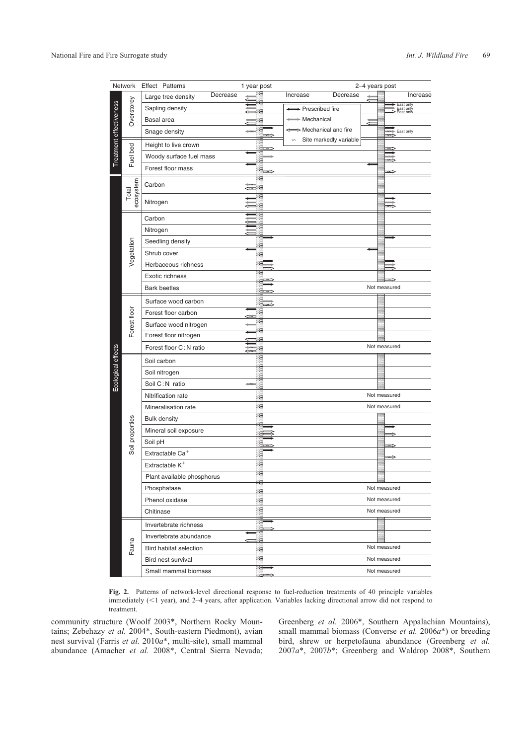Network Effect Patterns 1 year post 2–4 years post

Decrease Increase Decrease Increase

Prescribed fire

Mechanical

Mechanical and fire

Site markedly variable

Treatment effectiveness

Overstorey

Large tree density

Sapling density

East only

East only

East only

Basal area

Snage density

East only

Fuel bed

Height to live crown

Woody surface fuel mass

Forest floor mass

Ecological effects

Total ecosystem

Carbon

Nitrogen

Vegetation

Carbon

Nitrogen

Seedling density

Shrub cover

Herbaceous richness

Exotic richness

Bark beetles

Not measured

Forest floor

Surface wood carbon

Forest floor carbon

Surface wood nitrogen

Forest floor nitrogen

Forest floor C : N ratio

Not measured

Soil properties

Soil carbon

Soil nitrogen

Soil C : N ratio

Nitrification rate

Not measured

Mineralisation rate

Not measured

Bulk density

Mineral soil exposure

Soil pH

Extractable $Ca^{+}$

Extractable $K^{+}$

Plant available phosphorus

Phosphatase

Not measured

Phenol oxidase

Not measured

Chitinase

Not measured

Fauna

Invertebrate richness

Invertebrate abundance

Bird habitat selection

Not measured

Bird nest survival

Not measured

Small mammal biomass

Not measured

**Fig. 2.** Patterns of network-level directional response to fuel-reduction treatments of 40 principle variables immediately (<1 year), and 2–4 years, after application. Variables lacking directional arrow did not respond to treatment.

community structure (Woolf 2003*, Northern Rocky Mountains; Zebehazy *et al.* 2004*, South-eastern Piedmont), avian nest survival (Farris *et al.* 2010*a**, multi-site), small mammal abundance (Amacher *et al.* 2008*, Central Sierra Nevada; Greenberg *et al.* 2006*, Southern Appalachian Mountains), small mammal biomass (Converse *et al.* 2006*a**) or breeding bird, shrew or herpetofauna abundance (Greenberg *et al.* 2007*a**, 2007*b**; Greenberg and Waldrop 2008*, Southern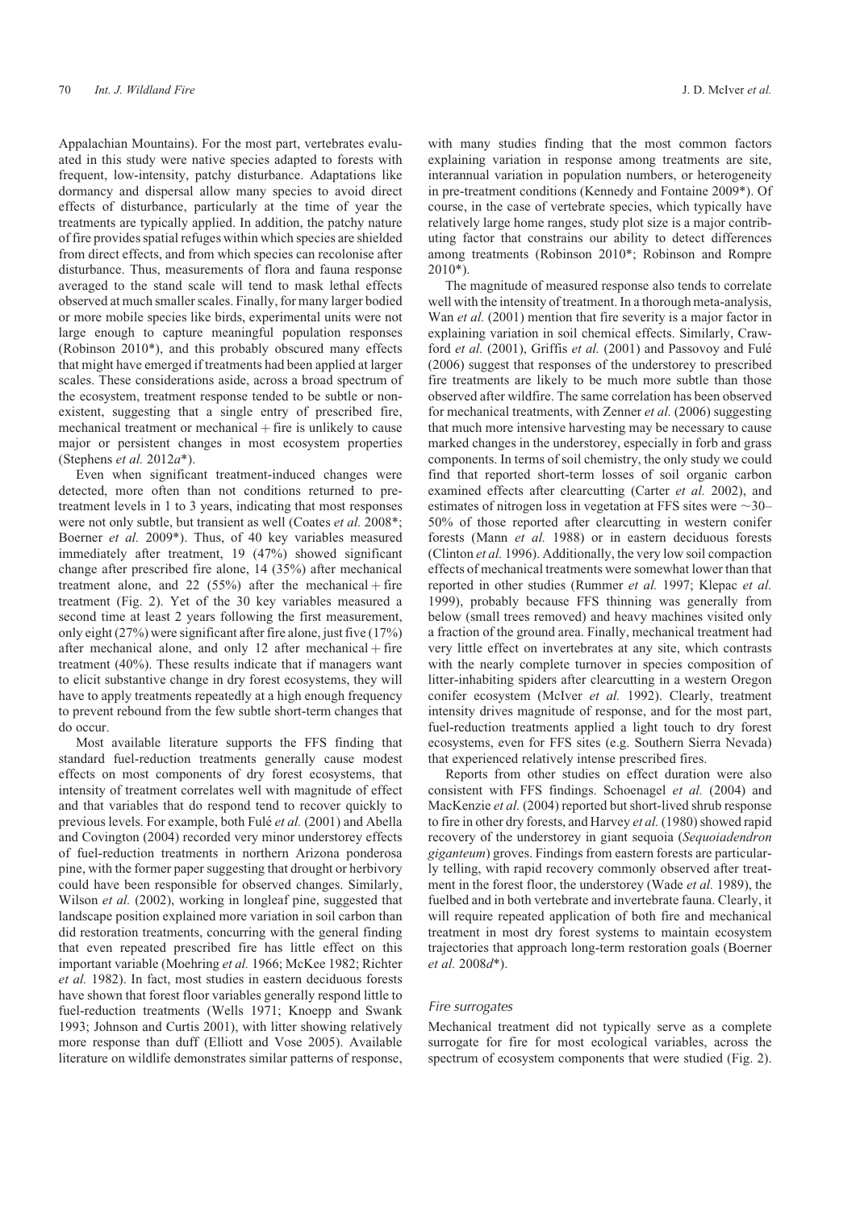Appalachian Mountains). For the most part, vertebrates evaluated in this study were native species adapted to forests with frequent, low-intensity, patchy disturbance. Adaptations like dormancy and dispersal allow many species to avoid direct effects of disturbance, particularly at the time of year the treatments are typically applied. In addition, the patchy nature of fire provides spatial refuges within which species are shielded from direct effects, and from which species can recolonise after disturbance. Thus, measurements of flora and fauna response averaged to the stand scale will tend to mask lethal effects observed at much smaller scales. Finally, for many larger bodied or more mobile species like birds, experimental units were not large enough to capture meaningful population responses (Robinson 2010*), and this probably obscured many effects that might have emerged if treatments had been applied at larger scales. These considerations aside, across a broad spectrum of the ecosystem, treatment response tended to be subtle or nonexistent, suggesting that a single entry of prescribed fire, mechanical treatment or mechanical + fire is unlikely to cause major or persistent changes in most ecosystem properties (Stephens *et al.* 2012*a**).

Even when significant treatment-induced changes were detected, more often than not conditions returned to pretreatment levels in 1 to 3 years, indicating that most responses were not only subtle, but transient as well (Coates *et al.* 2008*; Boerner *et al.* 2009*). Thus, of 40 key variables measured immediately after treatment, 19 (47%) showed significant change after prescribed fire alone, 14 (35%) after mechanical treatment alone, and 22 (55%) after the mechanical + fire treatment (Fig. 2). Yet of the 30 key variables measured a second time at least 2 years following the first measurement, only eight (27%) were significant after fire alone, just five (17%) after mechanical alone, and only 12 after mechanical + fire treatment (40%). These results indicate that if managers want to elicit substantive change in dry forest ecosystems, they will have to apply treatments repeatedly at a high enough frequency to prevent rebound from the few subtle short-term changes that do occur.

Most available literature supports the FFS finding that standard fuel-reduction treatments generally cause modest effects on most components of dry forest ecosystems, that intensity of treatment correlates well with magnitude of effect and that variables that do respond tend to recover quickly to previous levels. For example, both Fulé *et al.* (2001) and Abella and Covington (2004) recorded very minor understorey effects of fuel-reduction treatments in northern Arizona ponderosa pine, with the former paper suggesting that drought or herbivory could have been responsible for observed changes. Similarly, Wilson *et al.* (2002), working in longleaf pine, suggested that landscape position explained more variation in soil carbon than did restoration treatments, concurring with the general finding that even repeated prescribed fire has little effect on this important variable (Moehring *et al.* 1966; McKee 1982; Richter *et al.* 1982). In fact, most studies in eastern deciduous forests have shown that forest floor variables generally respond little to fuel-reduction treatments (Wells 1971; Knoepp and Swank 1993; Johnson and Curtis 2001), with litter showing relatively more response than duff (Elliott and Vose 2005). Available literature on wildlife demonstrates similar patterns of response, with many studies finding that the most common factors explaining variation in response among treatments are site, interannual variation in population numbers, or heterogeneity in pre-treatment conditions (Kennedy and Fontaine 2009*). Of course, in the case of vertebrate species, which typically have relatively large home ranges, study plot size is a major contributing factor that constrains our ability to detect differences among treatments (Robinson 2010*; Robinson and Rompre 2010*).

The magnitude of measured response also tends to correlate well with the intensity of treatment. In a thorough meta-analysis, Wan *et al.* (2001) mention that fire severity is a major factor in explaining variation in soil chemical effects. Similarly, Crawford *et al.* (2001), Griffis *et al.* (2001) and Passovoy and Fulé (2006) suggest that responses of the understorey to prescribed fire treatments are likely to be much more subtle than those observed after wildfire. The same correlation has been observed for mechanical treatments, with Zenner *et al.* (2006) suggesting that much more intensive harvesting may be necessary to cause marked changes in the understorey, especially in forb and grass components. In terms of soil chemistry, the only study we could find that reported short-term losses of soil organic carbon examined effects after clearcutting (Carter *et al.* 2002), and estimates of nitrogen loss in vegetation at FFS sites were ~30–50% of those reported after clearcutting in western conifer forests (Mann *et al.* 1988) or in eastern deciduous forests (Clinton *et al.* 1996). Additionally, the very low soil compaction effects of mechanical treatments were somewhat lower than that reported in other studies (Rummer *et al.* 1997; Klepac *et al.* 1999), probably because FFS thinning was generally from below (small trees removed) and heavy machines visited only a fraction of the ground area. Finally, mechanical treatment had very little effect on invertebrates at any site, which contrasts with the nearly complete turnover in species composition of litter-inhabiting spiders after clearcutting in a western Oregon conifer ecosystem (McIver *et al.* 1992). Clearly, treatment intensity drives magnitude of response, and for the most part, fuel-reduction treatments applied a light touch to dry forest ecosystems, even for FFS sites (e.g. Southern Sierra Nevada) that experienced relatively intense prescribed fires.

Reports from other studies on effect duration were also consistent with FFS findings. Schoenagel *et al.* (2004) and MacKenzie *et al.* (2004) reported but short-lived shrub response to fire in other dry forests, and Harvey *et al.* (1980) showed rapid recovery of the understorey in giant sequoia (*Sequoiadendron giganteum*) groves. Findings from eastern forests are particularly telling, with rapid recovery commonly observed after treatment in the forest floor, the understorey (Wade *et al.* 1989), the fuelbed and in both vertebrate and invertebrate fauna. Clearly, it will require repeated application of both fire and mechanical treatment in most dry forest systems to maintain ecosystem trajectories that approach long-term restoration goals (Boerner *et al.* 2008*d**).

### Fire surrogates

Mechanical treatment did not typically serve as a complete surrogate for fire for most ecological variables, across the spectrum of ecosystem components that were studied (Fig. 2).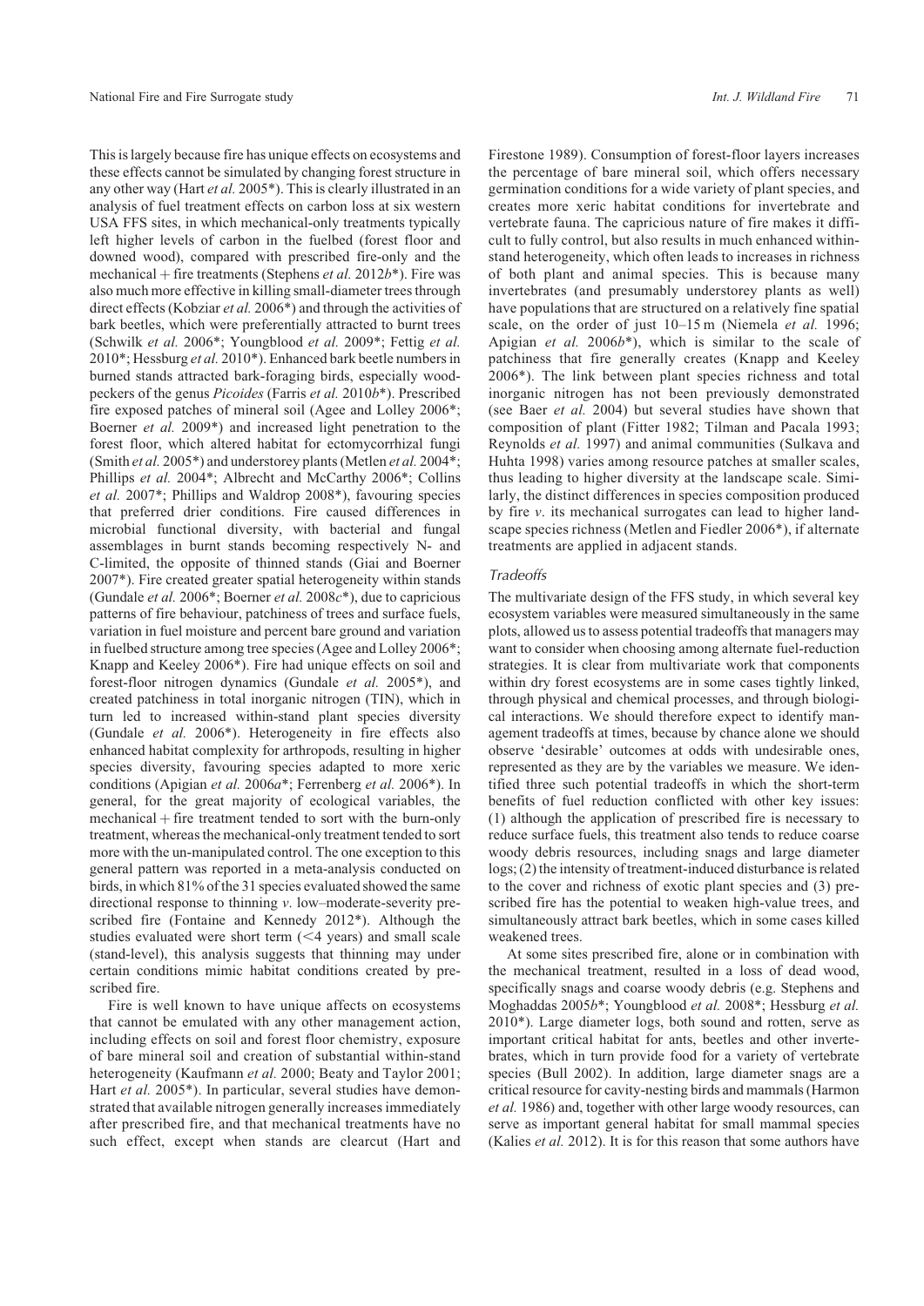This is largely because fire has unique effects on ecosystems and these effects cannot be simulated by changing forest structure in any other way (Hart *et al.* 2005*). This is clearly illustrated in an analysis of fuel treatment effects on carbon loss at six western USA FFS sites, in which mechanical-only treatments typically left higher levels of carbon in the fuelbed (forest floor and downed wood), compared with prescribed fire-only and the mechanical + fire treatments (Stephens *et al.* 2012*b**). Fire was also much more effective in killing small-diameter trees through direct effects (Kobziar *et al.* 2006*) and through the activities of bark beetles, which were preferentially attracted to burnt trees (Schwilk *et al.* 2006*; Youngblood *et al.* 2009*; Fettig *et al.* 2010*; Hessburg *et al.* 2010*). Enhanced bark beetle numbers in burned stands attracted bark-foraging birds, especially woodpeckers of the genus *Picoides* (Farris *et al.* 2010*b**). Prescribed fire exposed patches of mineral soil (Agee and Lolley 2006*; Boerner *et al.* 2009*) and increased light penetration to the forest floor, which altered habitat for ectomycorrhizal fungi (Smith *et al.* 2005*) and understorey plants (Metlen *et al.* 2004*; Phillips *et al.* 2004*; Albrecht and McCarthy 2006*; Collins *et al.* 2007*; Phillips and Waldrop 2008*), favouring species that preferred drier conditions. Fire caused differences in microbial functional diversity, with bacterial and fungal assemblages in burnt stands becoming respectively N- and C-limited, the opposite of thinned stands (Giai and Boerner 2007*). Fire created greater spatial heterogeneity within stands (Gundale *et al.* 2006*; Boerner *et al.* 2008*c**), due to capricious patterns of fire behaviour, patchiness of trees and surface fuels, variation in fuel moisture and percent bare ground and variation in fuelbed structure among tree species (Agee and Lolley 2006*; Knapp and Keeley 2006*). Fire had unique effects on soil and forest-floor nitrogen dynamics (Gundale *et al.* 2005*), and created patchiness in total inorganic nitrogen (TIN), which in turn led to increased within-stand plant species diversity (Gundale *et al.* 2006*). Heterogeneity in fire effects also enhanced habitat complexity for arthropods, resulting in higher species diversity, favouring species adapted to more xeric conditions (Apigian *et al.* 2006*a**; Ferrenberg *et al.* 2006*). In general, for the great majority of ecological variables, the mechanical + fire treatment tended to sort with the burn-only treatment, whereas the mechanical-only treatment tended to sort more with the un-manipulated control. The one exception to this general pattern was reported in a meta-analysis conducted on birds, in which 81% of the 31 species evaluated showed the same directional response to thinning *v.* low–moderate-severity prescribed fire (Fontaine and Kennedy 2012*). Although the studies evaluated were short term (<4 years) and small scale (stand-level), this analysis suggests that thinning may under certain conditions mimic habitat conditions created by prescribed fire.

Fire is well known to have unique affects on ecosystems that cannot be emulated with any other management action, including effects on soil and forest floor chemistry, exposure of bare mineral soil and creation of substantial within-stand heterogeneity (Kaufmann *et al.* 2000; Beaty and Taylor 2001; Hart *et al.* 2005*). In particular, several studies have demonstrated that available nitrogen generally increases immediately after prescribed fire, and that mechanical treatments have no such effect, except when stands are clearcut (Hart and Firestone 1989). Consumption of forest-floor layers increases the percentage of bare mineral soil, which offers necessary germination conditions for a wide variety of plant species, and creates more xeric habitat conditions for invertebrate and vertebrate fauna. The capricious nature of fire makes it difficult to fully control, but also results in much enhanced within-stand heterogeneity, which often leads to increases in richness of both plant and animal species. This is because many invertebrates (and presumably understorey plants as well) have populations that are structured on a relatively fine spatial scale, on the order of just 10–15 m (Niemela *et al.* 1996; Apigian *et al.* 2006*b**), which is similar to the scale of patchiness that fire generally creates (Knapp and Keeley 2006*). The link between plant species richness and total inorganic nitrogen has not been previously demonstrated (see Baer *et al.* 2004) but several studies have shown that composition of plant (Fitter 1982; Tilman and Pacala 1993; Reynolds *et al.* 1997) and animal communities (Sulkava and Huhta 1998) varies among resource patches at smaller scales, thus leading to higher diversity at the landscape scale. Similarly, the distinct differences in species composition produced by fire *v.* its mechanical surrogates can lead to higher landscape species richness (Metlen and Fiedler 2006*), if alternate treatments are applied in adjacent stands.

### *Tradeoffs*

The multivariate design of the FFS study, in which several key ecosystem variables were measured simultaneously in the same plots, allowed us to assess potential tradeoffs that managers may want to consider when choosing among alternate fuel-reduction strategies. It is clear from multivariate work that components within dry forest ecosystems are in some cases tightly linked, through physical and chemical processes, and through biological interactions. We should therefore expect to identify management tradeoffs at times, because by chance alone we should observe 'desirable' outcomes at odds with undesirable ones, represented as they are by the variables we measure. We identified three such potential tradeoffs in which the short-term benefits of fuel reduction conflicted with other key issues: (1) although the application of prescribed fire is necessary to reduce surface fuels, this treatment also tends to reduce coarse woody debris resources, including snags and large diameter logs; (2) the intensity of treatment-induced disturbance is related to the cover and richness of exotic plant species and (3) prescribed fire has the potential to weaken high-value trees, and simultaneously attract bark beetles, which in some cases killed weakened trees.

At some sites prescribed fire, alone or in combination with the mechanical treatment, resulted in a loss of dead wood, specifically snags and coarse woody debris (e.g. Stephens and Moghaddas 2005*b**; Youngblood *et al.* 2008*; Hessburg *et al.* 2010*). Large diameter logs, both sound and rotten, serve as important critical habitat for ants, beetles and other invertebrates, which in turn provide food for a variety of vertebrate species (Bull 2002). In addition, large diameter snags are a critical resource for cavity-nesting birds and mammals (Harmon *et al.* 1986) and, together with other large woody resources, can serve as important general habitat for small mammal species (Kalies *et al.* 2012). It is for this reason that some authors have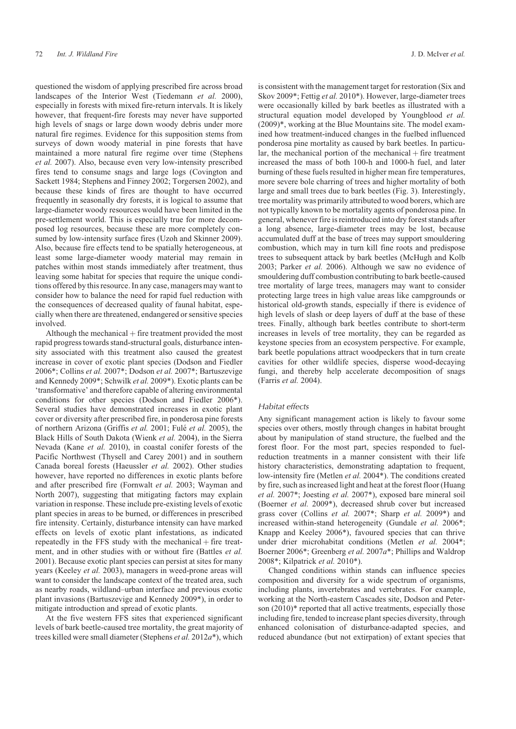questioned the wisdom of applying prescribed fire across broad landscapes of the Interior West (Tiedemann *et al.* 2000), especially in forests with mixed fire-return intervals. It is likely however, that frequent-fire forests may never have supported high levels of snags or large down woody debris under more natural fire regimes. Evidence for this supposition stems from surveys of down woody material in pine forests that have maintained a more natural fire regime over time (Stephens *et al.* 2007). Also, because even very low-intensity prescribed fires tend to consume snags and large logs (Covington and Sackett 1984; Stephens and Finney 2002; Torgersen 2002), and because these kinds of fires are thought to have occurred frequently in seasonally dry forests, it is logical to assume that large-diameter woody resources would have been limited in the pre-settlement world. This is especially true for more decomposed log resources, because these are more completely consumed by low-intensity surface fires (Uzoh and Skinner 2009). Also, because fire effects tend to be spatially heterogeneous, at least some large-diameter woody material may remain in patches within most stands immediately after treatment, thus leaving some habitat for species that require the unique conditions offered by this resource. In any case, managers may want to consider how to balance the need for rapid fuel reduction with the consequences of decreased quality of faunal habitat, especially when there are threatened, endangered or sensitive species involved.

Although the mechanical + fire treatment provided the most rapid progress towards stand-structural goals, disturbance intensity associated with this treatment also caused the greatest increase in cover of exotic plant species (Dodson and Fiedler 2006*; Collins *et al.* 2007*; Dodson *et al.* 2007*; Bartuszevige and Kennedy 2009*; Schwilk *et al.* 2009*). Exotic plants can be 'transformative' and therefore capable of altering environmental conditions for other species (Dodson and Fiedler 2006*). Several studies have demonstrated increases in exotic plant cover or diversity after prescribed fire, in ponderosa pine forests of northern Arizona (Griffis *et al.* 2001; Fulé *et al.* 2005), the Black Hills of South Dakota (Wienk *et al.* 2004), in the Sierra Nevada (Kane *et al.* 2010), in coastal conifer forests of the Pacific Northwest (Thysell and Carey 2001) and in southern Canada boreal forests (Haeussler *et al.* 2002). Other studies however, have reported no differences in exotic plants before and after prescribed fire (Fornwalt *et al.* 2003; Wayman and North 2007), suggesting that mitigating factors may explain variation in response. These include pre-existing levels of exotic plant species in areas to be burned, or differences in prescribed fire intensity. Certainly, disturbance intensity can have marked effects on levels of exotic plant infestations, as indicated repeatedly in the FFS study with the mechanical + fire treatment, and in other studies with or without fire (Battles *et al.* 2001). Because exotic plant species can persist at sites for many years (Keeley *et al.* 2003), managers in weed-prone areas will want to consider the landscape context of the treated area, such as nearby roads, wildland–urban interface and previous exotic plant invasions (Bartuszevige and Kennedy 2009*), in order to mitigate introduction and spread of exotic plants.

At the five western FFS sites that experienced significant levels of bark beetle-caused tree mortality, the great majority of trees killed were small diameter (Stephens *et al.* 2012*a**), which is consistent with the management target for restoration (Six and Skov 2009*; Fettig *et al.* 2010*). However, large-diameter trees were occasionally killed by bark beetles as illustrated with a structural equation model developed by Youngblood *et al.* (2009)*, working at the Blue Mountains site. The model examined how treatment-induced changes in the fuelbed influenced ponderosa pine mortality as caused by bark beetles. In particular, the mechanical portion of the mechanical + fire treatment increased the mass of both 100-h and 1000-h fuel, and later burning of these fuels resulted in higher mean fire temperatures, more severe bole charring of trees and higher mortality of both large and small trees due to bark beetles (Fig. 3). Interestingly, tree mortality was primarily attributed to wood borers, which are not typically known to be mortality agents of ponderosa pine. In general, whenever fire is reintroduced into dry forest stands after a long absence, large-diameter trees may be lost, because accumulated duff at the base of trees may support smouldering combustion, which may in turn kill fine roots and predispose trees to subsequent attack by bark beetles (McHugh and Kolb 2003; Parker *et al.* 2006). Although we saw no evidence of smouldering duff combustion contributing to bark beetle-caused tree mortality of large trees, managers may want to consider protecting large trees in high value areas like campgrounds or historical old-growth stands, especially if there is evidence of high levels of slash or deep layers of duff at the base of these trees. Finally, although bark beetles contribute to short-term increases in levels of tree mortality, they can be regarded as keystone species from an ecosystem perspective. For example, bark beetle populations attract woodpeckers that in turn create cavities for other wildlife species, disperse wood-decaying fungi, and thereby help accelerate decomposition of snags (Farris *et al.* 2004).

### Habitat effects

Any significant management action is likely to favour some species over others, mostly through changes in habitat brought about by manipulation of stand structure, the fuelbed and the forest floor. For the most part, species responded to fuel-reduction treatments in a manner consistent with their life history characteristics, demonstrating adaptation to frequent, low-intensity fire (Metlen *et al.* 2004*). The conditions created by fire, such as increased light and heat at the forest floor (Huang *et al.* 2007*; Joesting *et al.* 2007*), exposed bare mineral soil (Boerner *et al.* 2009*), decreased shrub cover but increased grass cover (Collins *et al.* 2007*; Sharp *et al.* 2009*) and increased within-stand heterogeneity (Gundale *et al.* 2006*; Knapp and Keeley 2006*), favoured species that can thrive under drier microhabitat conditions (Metlen *et al.* 2004*; Boerner 2006*; Greenberg *et al.* 2007*a**; Phillips and Waldrop 2008*; Kilpatrick *et al.* 2010*).

Changed conditions within stands can influence species composition and diversity for a wide spectrum of organisms, including plants, invertebrates and vertebrates. For example, working at the North-eastern Cascades site, Dodson and Peterson (2010)* reported that all active treatments, especially those including fire, tended to increase plant species diversity, through enhanced colonisation of disturbance-adapted species, and reduced abundance (but not extirpation) of extant species that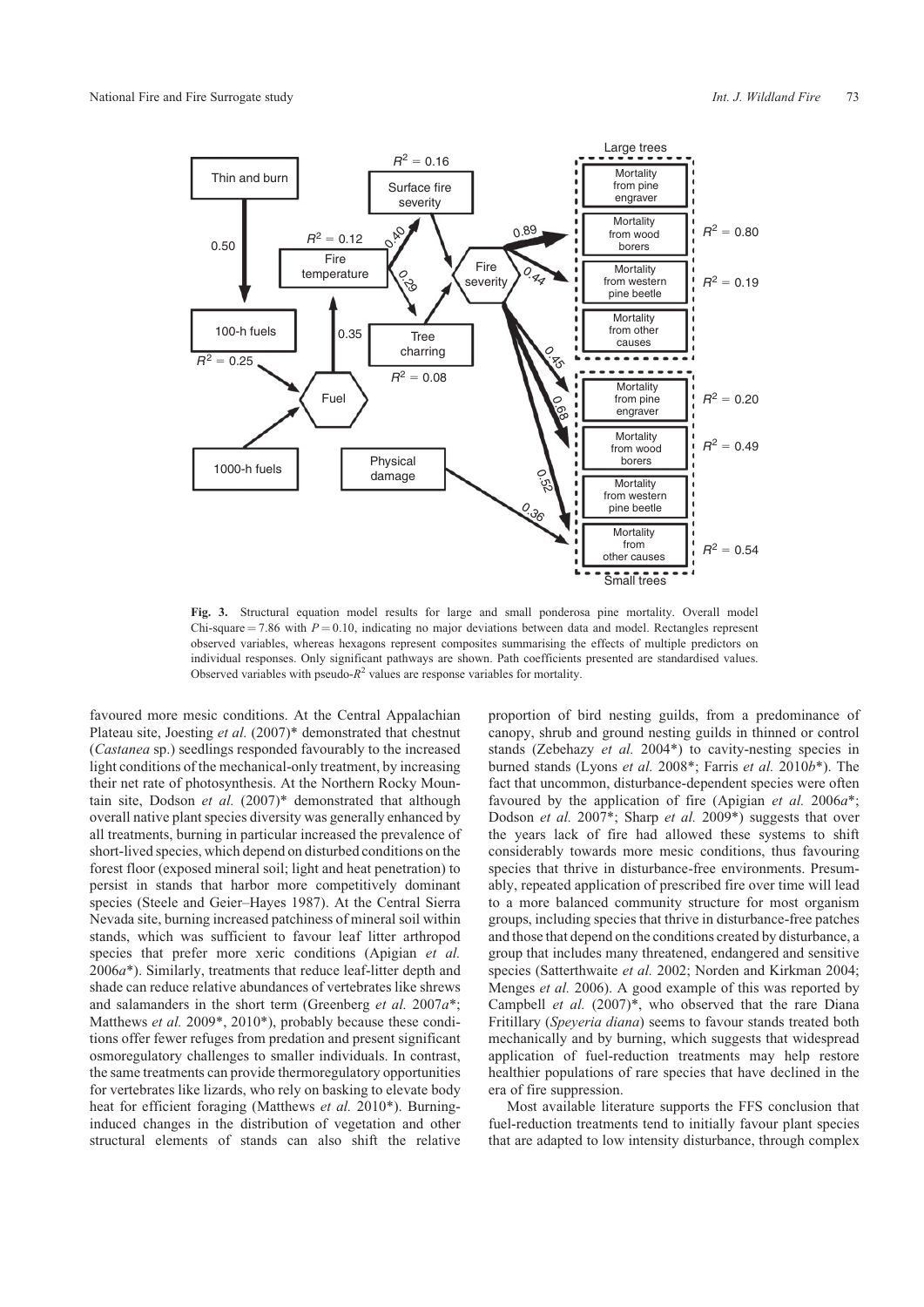Large trees

Thin and burn

$R^2 = 0.16$

Surface fire severity

Mortality from pine engraver

0.89

Mortality from wood borers

$R^2 = 0.80$

0.50

$R^2 = 0.12$

0.40

Fire temperature

0.29

Fire severity

0.44

Mortality from western pine beetle

$R^2 = 0.19$

Mortality from other causes

100-h fuels

0.35

Tree charring

0.45

$R^2 = 0.25$

$R^2 = 0.08$

Mortality from pine engraver

$R^2 = 0.20$

Fuel

0.68

Mortality from wood borers

$R^2 = 0.49$

1000-h fuels

Physical damage

0.52

Mortality from western pine beetle

0.36

Mortality from other causes

$R^2 = 0.54$

Small trees

**Fig. 3.** Structural equation model results for large and small ponderosa pine mortality. Overall model Chi-square = 7.86 with $P = 0.10$, indicating no major deviations between data and model. Rectangles represent observed variables, whereas hexagons represent composites summarising the effects of multiple predictors on individual responses. Only significant pathways are shown. Path coefficients presented are standardised values. Observed variables with pseudo-$R^2$ values are response variables for mortality.

favoured more mesic conditions. At the Central Appalachian Plateau site, Joesting *et al.* (2007)* demonstrated that chestnut (*Castanea* sp.) seedlings responded favourably to the increased light conditions of the mechanical-only treatment, by increasing their net rate of photosynthesis. At the Northern Rocky Mountain site, Dodson *et al.* (2007)* demonstrated that although overall native plant species diversity was generally enhanced by all treatments, burning in particular increased the prevalence of short-lived species, which depend on disturbed conditions on the forest floor (exposed mineral soil; light and heat penetration) to persist in stands that harbor more competitively dominant species (Steele and Geier–Hayes 1987). At the Central Sierra Nevada site, burning increased patchiness of mineral soil within stands, which was sufficient to favour leaf litter arthropod species that prefer more xeric conditions (Apigian *et al.* 2006*a*\*). Similarly, treatments that reduce leaf-litter depth and shade can reduce relative abundances of vertebrates like shrews and salamanders in the short term (Greenberg *et al.* 2007*a*\*; Matthews *et al.* 2009*, 2010*), probably because these conditions offer fewer refuges from predation and present significant osmoregulatory challenges to smaller individuals. In contrast, the same treatments can provide thermoregulatory opportunities for vertebrates like lizards, who rely on basking to elevate body heat for efficient foraging (Matthews *et al.* 2010*). Burning-induced changes in the distribution of vegetation and other structural elements of stands can also shift the relative proportion of bird nesting guilds, from a predominance of canopy, shrub and ground nesting guilds in thinned or control stands (Zebehazy *et al.* 2004*) to cavity-nesting species in burned stands (Lyons *et al.* 2008*; Farris *et al.* 2010*b*\*). The fact that uncommon, disturbance-dependent species were often favoured by the application of fire (Apigian *et al.* 2006*a*\*; Dodson *et al.* 2007*; Sharp *et al.* 2009*) suggests that over the years lack of fire had allowed these systems to shift considerably towards more mesic conditions, thus favouring species that thrive in disturbance-free environments. Presumably, repeated application of prescribed fire over time will lead to a more balanced community structure for most organism groups, including species that thrive in disturbance-free patches and those that depend on the conditions created by disturbance, a group that includes many threatened, endangered and sensitive species (Satterthwaite *et al.* 2002; Norden and Kirkman 2004; Menges *et al.* 2006). A good example of this was reported by Campbell *et al.* (2007)*, who observed that the rare Diana Fritillary (*Speyeria diana*) seems to favour stands treated both mechanically and by burning, which suggests that widespread application of fuel-reduction treatments may help restore healthier populations of rare species that have declined in the era of fire suppression.

Most available literature supports the FFS conclusion that fuel-reduction treatments tend to initially favour plant species that are adapted to low intensity disturbance, through complex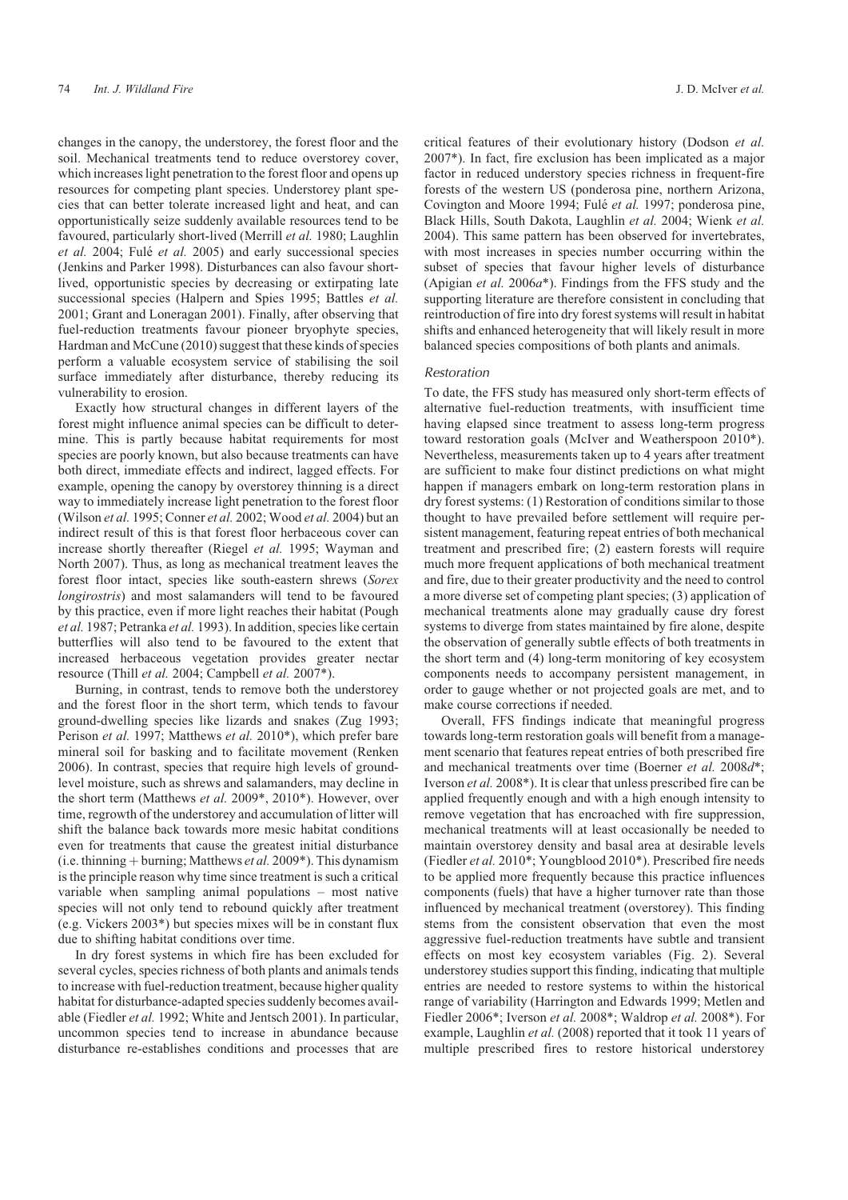changes in the canopy, the understorey, the forest floor and the soil. Mechanical treatments tend to reduce overstorey cover, which increases light penetration to the forest floor and opens up resources for competing plant species. Understorey plant species that can better tolerate increased light and heat, and can opportunistically seize suddenly available resources tend to be favoured, particularly short-lived (Merrill *et al.* 1980; Laughlin *et al.* 2004; Fulé *et al.* 2005) and early successional species (Jenkins and Parker 1998). Disturbances can also favour short-lived, opportunistic species by decreasing or extirpating late successional species (Halpern and Spies 1995; Battles *et al.* 2001; Grant and Loneragan 2001). Finally, after observing that fuel-reduction treatments favour pioneer bryophyte species, Hardman and McCune (2010) suggest that these kinds of species perform a valuable ecosystem service of stabilising the soil surface immediately after disturbance, thereby reducing its vulnerability to erosion.

Exactly how structural changes in different layers of the forest might influence animal species can be difficult to determine. This is partly because habitat requirements for most species are poorly known, but also because treatments can have both direct, immediate effects and indirect, lagged effects. For example, opening the canopy by overstorey thinning is a direct way to immediately increase light penetration to the forest floor (Wilson *et al.* 1995; Conner *et al.* 2002; Wood *et al.* 2004) but an indirect result of this is that forest floor herbaceous cover can increase shortly thereafter (Riegel *et al.* 1995; Wayman and North 2007). Thus, as long as mechanical treatment leaves the forest floor intact, species like south-eastern shrews (*Sorex longirostris*) and most salamanders will tend to be favoured by this practice, even if more light reaches their habitat (Pough *et al.* 1987; Petranka *et al.* 1993). In addition, species like certain butterflies will also tend to be favoured to the extent that increased herbaceous vegetation provides greater nectar resource (Thill *et al.* 2004; Campbell *et al.* 2007*).

Burning, in contrast, tends to remove both the understorey and the forest floor in the short term, which tends to favour ground-dwelling species like lizards and snakes (Zug 1993; Perison *et al.* 1997; Matthews *et al.* 2010*), which prefer bare mineral soil for basking and to facilitate movement (Renken 2006). In contrast, species that require high levels of ground-level moisture, such as shrews and salamanders, may decline in the short term (Matthews *et al.* 2009*, 2010*). However, over time, regrowth of the understorey and accumulation of litter will shift the balance back towards more mesic habitat conditions even for treatments that cause the greatest initial disturbance (i.e. thinning + burning; Matthews *et al.* 2009*). This dynamism is the principle reason why time since treatment is such a critical variable when sampling animal populations – most native species will not only tend to rebound quickly after treatment (e.g. Vickers 2003*) but species mixes will be in constant flux due to shifting habitat conditions over time.

In dry forest systems in which fire has been excluded for several cycles, species richness of both plants and animals tends to increase with fuel-reduction treatment, because higher quality habitat for disturbance-adapted species suddenly becomes available (Fiedler *et al.* 1992; White and Jentsch 2001). In particular, uncommon species tend to increase in abundance because disturbance re-establishes conditions and processes that are critical features of their evolutionary history (Dodson *et al.* 2007*). In fact, fire exclusion has been implicated as a major factor in reduced understory species richness in frequent-fire forests of the western US (ponderosa pine, northern Arizona, Covington and Moore 1994; Fulé *et al.* 1997; ponderosa pine, Black Hills, South Dakota, Laughlin *et al.* 2004; Wienk *et al.* 2004). This same pattern has been observed for invertebrates, with most increases in species number occurring within the subset of species that favour higher levels of disturbance (Apigian *et al.* 2006*a**). Findings from the FFS study and the supporting literature are therefore consistent in concluding that reintroduction of fire into dry forest systems will result in habitat shifts and enhanced heterogeneity that will likely result in more balanced species compositions of both plants and animals.

### Restoration

To date, the FFS study has measured only short-term effects of alternative fuel-reduction treatments, with insufficient time having elapsed since treatment to assess long-term progress toward restoration goals (McIver and Weatherspoon 2010*). Nevertheless, measurements taken up to 4 years after treatment are sufficient to make four distinct predictions on what might happen if managers embark on long-term restoration plans in dry forest systems: (1) Restoration of conditions similar to those thought to have prevailed before settlement will require persistent management, featuring repeat entries of both mechanical treatment and prescribed fire; (2) eastern forests will require much more frequent applications of both mechanical treatment and fire, due to their greater productivity and the need to control a more diverse set of competing plant species; (3) application of mechanical treatments alone may gradually cause dry forest systems to diverge from states maintained by fire alone, despite the observation of generally subtle effects of both treatments in the short term and (4) long-term monitoring of key ecosystem components needs to accompany persistent management, in order to gauge whether or not projected goals are met, and to make course corrections if needed.

Overall, FFS findings indicate that meaningful progress towards long-term restoration goals will benefit from a management scenario that features repeat entries of both prescribed fire and mechanical treatments over time (Boerner *et al.* 2008*d**; Iverson *et al.* 2008*). It is clear that unless prescribed fire can be applied frequently enough and with a high enough intensity to remove vegetation that has encroached with fire suppression, mechanical treatments will at least occasionally be needed to maintain overstorey density and basal area at desirable levels (Fiedler *et al.* 2010*; Youngblood 2010*). Prescribed fire needs to be applied more frequently because this practice influences components (fuels) that have a higher turnover rate than those influenced by mechanical treatment (overstorey). This finding stems from the consistent observation that even the most aggressive fuel-reduction treatments have subtle and transient effects on most key ecosystem variables (Fig. 2). Several understorey studies support this finding, indicating that multiple entries are needed to restore systems to within the historical range of variability (Harrington and Edwards 1999; Metlen and Fiedler 2006*; Iverson *et al.* 2008*; Waldrop *et al.* 2008*). For example, Laughlin *et al.* (2008) reported that it took 11 years of multiple prescribed fires to restore historical understorey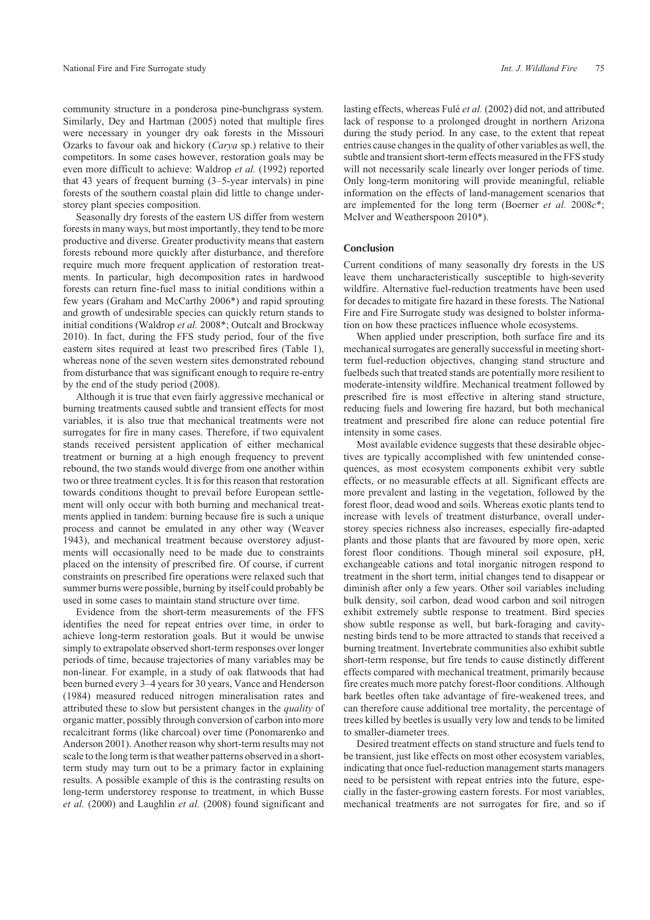community structure in a ponderosa pine-bunchgrass system. Similarly, Dey and Hartman (2005) noted that multiple fires were necessary in younger dry oak forests in the Missouri Ozarks to favour oak and hickory (*Carya* sp.) relative to their competitors. In some cases however, restoration goals may be even more difficult to achieve: Waldrop *et al.* (1992) reported that 43 years of frequent burning (3–5-year intervals) in pine forests of the southern coastal plain did little to change understorey plant species composition.

Seasonally dry forests of the eastern US differ from western forests in many ways, but most importantly, they tend to be more productive and diverse. Greater productivity means that eastern forests rebound more quickly after disturbance, and therefore require much more frequent application of restoration treatments. In particular, high decomposition rates in hardwood forests can return fine-fuel mass to initial conditions within a few years (Graham and McCarthy 2006*) and rapid sprouting and growth of undesirable species can quickly return stands to initial conditions (Waldrop *et al.* 2008*; Outcalt and Brockway 2010). In fact, during the FFS study period, four of the five eastern sites required at least two prescribed fires (Table 1), whereas none of the seven western sites demonstrated rebound from disturbance that was significant enough to require re-entry by the end of the study period (2008).

Although it is true that even fairly aggressive mechanical or burning treatments caused subtle and transient effects for most variables, it is also true that mechanical treatments were not surrogates for fire in many cases. Therefore, if two equivalent stands received persistent application of either mechanical treatment or burning at a high enough frequency to prevent rebound, the two stands would diverge from one another within two or three treatment cycles. It is for this reason that restoration towards conditions thought to prevail before European settlement will only occur with both burning and mechanical treatments applied in tandem: burning because fire is such a unique process and cannot be emulated in any other way (Weaver 1943), and mechanical treatment because overstorey adjustments will occasionally need to be made due to constraints placed on the intensity of prescribed fire. Of course, if current constraints on prescribed fire operations were relaxed such that summer burns were possible, burning by itself could probably be used in some cases to maintain stand structure over time.

Evidence from the short-term measurements of the FFS identifies the need for repeat entries over time, in order to achieve long-term restoration goals. But it would be unwise simply to extrapolate observed short-term responses over longer periods of time, because trajectories of many variables may be non-linear. For example, in a study of oak flatwoods that had been burned every 3–4 years for 30 years, Vance and Henderson (1984) measured reduced nitrogen mineralisation rates and attributed these to slow but persistent changes in the *quality* of organic matter, possibly through conversion of carbon into more recalcitrant forms (like charcoal) over time (Ponomarenko and Anderson 2001). Another reason why short-term results may not scale to the long term is that weather patterns observed in a short-term study may turn out to be a primary factor in explaining results. A possible example of this is the contrasting results on long-term understorey response to treatment, in which Busse *et al.* (2000) and Laughlin *et al.* (2008) found significant and lasting effects, whereas Fulé *et al.* (2002) did not, and attributed lack of response to a prolonged drought in northern Arizona during the study period. In any case, to the extent that repeat entries cause changes in the quality of other variables as well, the subtle and transient short-term effects measured in the FFS study will not necessarily scale linearly over longer periods of time. Only long-term monitoring will provide meaningful, reliable information on the effects of land-management scenarios that are implemented for the long term (Boerner *et al.* 2008*c**; McIver and Weatherspoon 2010*).

## Conclusion

Current conditions of many seasonally dry forests in the US leave them uncharacteristically susceptible to high-severity wildfire. Alternative fuel-reduction treatments have been used for decades to mitigate fire hazard in these forests. The National Fire and Fire Surrogate study was designed to bolster information on how these practices influence whole ecosystems.

When applied under prescription, both surface fire and its mechanical surrogates are generally successful in meeting short-term fuel-reduction objectives, changing stand structure and fuelbeds such that treated stands are potentially more resilient to moderate-intensity wildfire. Mechanical treatment followed by prescribed fire is most effective in altering stand structure, reducing fuels and lowering fire hazard, but both mechanical treatment and prescribed fire alone can reduce potential fire intensity in some cases.

Most available evidence suggests that these desirable objectives are typically accomplished with few unintended consequences, as most ecosystem components exhibit very subtle effects, or no measurable effects at all. Significant effects are more prevalent and lasting in the vegetation, followed by the forest floor, dead wood and soils. Whereas exotic plants tend to increase with levels of treatment disturbance, overall understorey species richness also increases, especially fire-adapted plants and those plants that are favoured by more open, xeric forest floor conditions. Though mineral soil exposure, pH, exchangeable cations and total inorganic nitrogen respond to treatment in the short term, initial changes tend to disappear or diminish after only a few years. Other soil variables including bulk density, soil carbon, dead wood carbon and soil nitrogen exhibit extremely subtle response to treatment. Bird species show subtle response as well, but bark-foraging and cavity-nesting birds tend to be more attracted to stands that received a burning treatment. Invertebrate communities also exhibit subtle short-term response, but fire tends to cause distinctly different effects compared with mechanical treatment, primarily because fire creates much more patchy forest-floor conditions. Although bark beetles often take advantage of fire-weakened trees, and can therefore cause additional tree mortality, the percentage of trees killed by beetles is usually very low and tends to be limited to smaller-diameter trees.

Desired treatment effects on stand structure and fuels tend to be transient, just like effects on most other ecosystem variables, indicating that once fuel-reduction management starts managers need to be persistent with repeat entries into the future, especially in the faster-growing eastern forests. For most variables, mechanical treatments are not surrogates for fire, and so if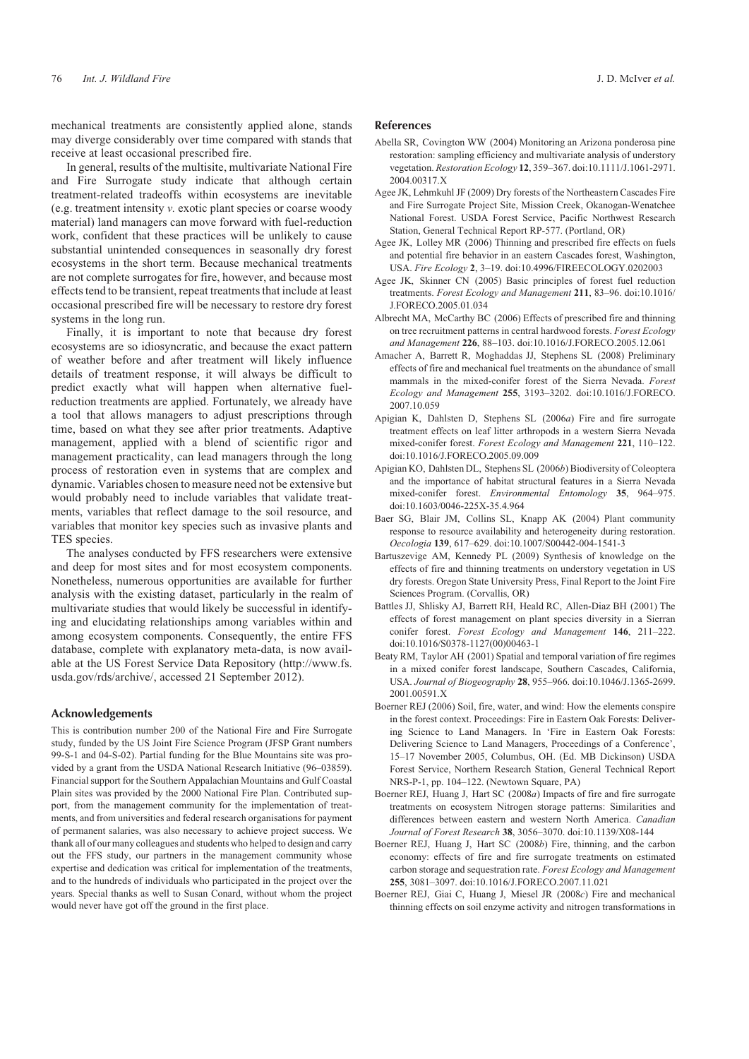mechanical treatments are consistently applied alone, stands may diverge considerably over time compared with stands that receive at least occasional prescribed fire.

In general, results of the multisite, multivariate National Fire and Fire Surrogate study indicate that although certain treatment-related tradeoffs within ecosystems are inevitable (e.g. treatment intensity *v.* exotic plant species or coarse woody material) land managers can move forward with fuel-reduction work, confident that these practices will be unlikely to cause substantial unintended consequences in seasonally dry forest ecosystems in the short term. Because mechanical treatments are not complete surrogates for fire, however, and because most effects tend to be transient, repeat treatments that include at least occasional prescribed fire will be necessary to restore dry forest systems in the long run.

Finally, it is important to note that because dry forest ecosystems are so idiosyncratic, and because the exact pattern of weather before and after treatment will likely influence details of treatment response, it will always be difficult to predict exactly what will happen when alternative fuel-reduction treatments are applied. Fortunately, we already have a tool that allows managers to adjust prescriptions through time, based on what they see after prior treatments. Adaptive management, applied with a blend of scientific rigor and management practicality, can lead managers through the long process of restoration even in systems that are complex and dynamic. Variables chosen to measure need not be extensive but would probably need to include variables that validate treatments, variables that reflect damage to the soil resource, and variables that monitor key species such as invasive plants and TES species.

The analyses conducted by FFS researchers were extensive and deep for most sites and for most ecosystem components. Nonetheless, numerous opportunities are available for further analysis with the existing dataset, particularly in the realm of multivariate studies that would likely be successful in identifying and elucidating relationships among variables within and among ecosystem components. Consequently, the entire FFS database, complete with explanatory meta-data, is now available at the US Forest Service Data Repository (http://www.fs.usda.gov/rds/archive/, accessed 21 September 2012).

## Acknowledgements

This is contribution number 200 of the National Fire and Fire Surrogate study, funded by the US Joint Fire Science Program (JFSP Grant numbers 99-S-1 and 04-S-02). Partial funding for the Blue Mountains site was provided by a grant from the USDA National Research Initiative (96–03859). Financial support for the Southern Appalachian Mountains and Gulf Coastal Plain sites was provided by the 2000 National Fire Plan. Contributed support, from the management community for the implementation of treatments, and from universities and federal research organisations for payment of permanent salaries, was also necessary to achieve project success. We thank all of our many colleagues and students who helped to design and carry out the FFS study, our partners in the management community whose expertise and dedication was critical for implementation of the treatments, and to the hundreds of individuals who participated in the project over the years. Special thanks as well to Susan Conard, without whom the project would never have got off the ground in the first place.

## References

Abella SR, Covington WW (2004) Monitoring an Arizona ponderosa pine restoration: sampling efficiency and multivariate analysis of understory vegetation. *Restoration Ecology* **12**, 359–367. doi:10.1111/J.1061-2971.2004.00317.X

Agee JK, Lehmkuhl JF (2009) Dry forests of the Northeastern Cascades Fire and Fire Surrogate Project Site, Mission Creek, Okanogan-Wenatchee National Forest. USDA Forest Service, Pacific Northwest Research Station, General Technical Report RP-577. (Portland, OR)

Agee JK, Lolley MR (2006) Thinning and prescribed fire effects on fuels and potential fire behavior in an eastern Cascades forest, Washington, USA. *Fire Ecology* **2**, 3–19. doi:10.4996/FIREECOLOGY.0202003

Agee JK, Skinner CN (2005) Basic principles of forest fuel reduction treatments. *Forest Ecology and Management* **211**, 83–96. doi:10.1016/J.FORECO.2005.01.034

Albrecht MA, McCarthy BC (2006) Effects of prescribed fire and thinning on tree recruitment patterns in central hardwood forests. *Forest Ecology and Management* **226**, 88–103. doi:10.1016/J.FORECO.2005.12.061

Amacher A, Barrett R, Moghaddas JJ, Stephens SL (2008) Preliminary effects of fire and mechanical fuel treatments on the abundance of small mammals in the mixed-conifer forest of the Sierra Nevada. *Forest Ecology and Management* **255**, 3193–3202. doi:10.1016/J.FORECO.2007.10.059

Apigian K, Dahlsten D, Stephens SL (2006*a*) Fire and fire surrogate treatment effects on leaf litter arthropods in a western Sierra Nevada mixed-conifer forest. *Forest Ecology and Management* **221**, 110–122. doi:10.1016/J.FORECO.2005.09.009

Apigian KO, Dahlsten DL, Stephens SL (2006*b*) Biodiversity of Coleoptera and the importance of habitat structural features in a Sierra Nevada mixed-conifer forest. *Environmental Entomology* **35**, 964–975. doi:10.1603/0046-225X-35.4.964

Baer SG, Blair JM, Collins SL, Knapp AK (2004) Plant community response to resource availability and heterogeneity during restoration. *Oecologia* **139**, 617–629. doi:10.1007/S00442-004-1541-3

Bartuszevige AM, Kennedy PL (2009) Synthesis of knowledge on the effects of fire and thinning treatments on understory vegetation in US dry forests. Oregon State University Press, Final Report to the Joint Fire Sciences Program. (Corvallis, OR)

Battles JJ, Shlisky AJ, Barrett RH, Heald RC, Allen-Diaz BH (2001) The effects of forest management on plant species diversity in a Sierran conifer forest. *Forest Ecology and Management* **146**, 211–222. doi:10.1016/S0378-1127(00)00463-1

Beaty RM, Taylor AH (2001) Spatial and temporal variation of fire regimes in a mixed conifer forest landscape, Southern Cascades, California, USA. *Journal of Biogeography* **28**, 955–966. doi:10.1046/J.1365-2699.2001.00591.X

Boerner REJ (2006) Soil, fire, water, and wind: How the elements conspire in the forest context. Proceedings: Fire in Eastern Oak Forests: Delivering Science to Land Managers. In 'Fire in Eastern Oak Forests: Delivering Science to Land Managers, Proceedings of a Conference', 15–17 November 2005, Columbus, OH. (Ed. MB Dickinson) USDA Forest Service, Northern Research Station, General Technical Report NRS-P-1, pp. 104–122. (Newtown Square, PA)

Boerner REJ, Huang J, Hart SC (2008*a*) Impacts of fire and fire surrogate treatments on ecosystem Nitrogen storage patterns: Similarities and differences between eastern and western North America. *Canadian Journal of Forest Research* **38**, 3056–3070. doi:10.1139/X08-144

Boerner REJ, Huang J, Hart SC (2008*b*) Fire, thinning, and the carbon economy: effects of fire and fire surrogate treatments on estimated carbon storage and sequestration rate. *Forest Ecology and Management* **255**, 3081–3097. doi:10.1016/J.FORECO.2007.11.021

Boerner REJ, Giai C, Huang J, Miesel JR (2008*c*) Fire and mechanical thinning effects on soil enzyme activity and nitrogen transformations in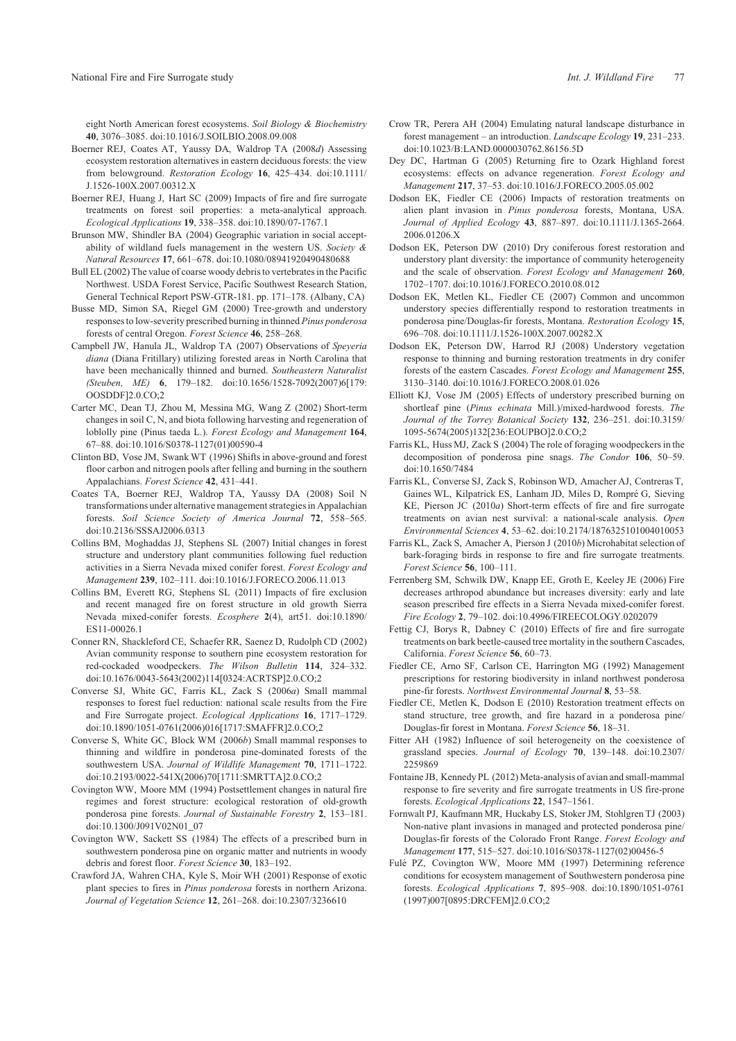eight North American forest ecosystems. *Soil Biology & Biochemistry* **40**, 3076–3085. doi:10.1016/J.SOILBIO.2008.09.008

Boerner REJ, Coates AT, Yaussy DA, Waldrop TA (2008*d*) Assessing ecosystem restoration alternatives in eastern deciduous forests: the view from belowground. *Restoration Ecology* **16**, 425–434. doi:10.1111/J.1526-100X.2007.00312.X

Boerner REJ, Huang J, Hart SC (2009) Impacts of fire and fire surrogate treatments on forest soil properties: a meta-analytical approach. *Ecological Applications* **19**, 338–358. doi:10.1890/07-1767.1

Brunson MW, Shindler BA (2004) Geographic variation in social acceptability of wildland fuels management in the western US. *Society & Natural Resources* **17**, 661–678. doi:10.1080/08941920490480688

Bull EL (2002) The value of coarse woody debris to vertebrates in the Pacific Northwest. USDA Forest Service, Pacific Southwest Research Station, General Technical Report PSW-GTR-181. pp. 171–178. (Albany, CA)

Busse MD, Simon SA, Riegel GM (2000) Tree-growth and understory responses to low-severity prescribed burning in thinned *Pinus ponderosa* forests of central Oregon. *Forest Science* **46**, 258–268.

Campbell JW, Hanula JL, Waldrop TA (2007) Observations of *Speyeria diana* (Diana Fritillary) utilizing forested areas in North Carolina that have been mechanically thinned and burned. *Southeastern Naturalist (Steuben, ME)* **6**, 179–182. doi:10.1656/1528-7092(2007)6[179:OOSDDF]2.0.CO;2

Carter MC, Dean TJ, Zhou M, Messina MG, Wang Z (2002) Short-term changes in soil C, N, and biota following harvesting and regeneration of loblolly pine (Pinus taeda L.). *Forest Ecology and Management* **164**, 67–88. doi:10.1016/S0378-1127(01)00590-4

Clinton BD, Vose JM, Swank WT (1996) Shifts in above-ground and forest floor carbon and nitrogen pools after felling and burning in the southern Appalachians. *Forest Science* **42**, 431–441.

Coates TA, Boerner REJ, Waldrop TA, Yaussy DA (2008) Soil N transformations under alternative management strategies in Appalachian forests. *Soil Science Society of America Journal* **72**, 558–565. doi:10.2136/SSSAJ2006.0313

Collins BM, Moghaddas JJ, Stephens SL (2007) Initial changes in forest structure and understory plant communities following fuel reduction activities in a Sierra Nevada mixed conifer forest. *Forest Ecology and Management* **239**, 102–111. doi:10.1016/J.FORECO.2006.11.013

Collins BM, Everett RG, Stephens SL (2011) Impacts of fire exclusion and recent managed fire on forest structure in old growth Sierra Nevada mixed-conifer forests. *Ecosphere* **2**(4), art51. doi:10.1890/ES11-00026.1

Conner RN, Shackleford CE, Schaefer RR, Saenez D, Rudolph CD (2002) Avian community response to southern pine ecosystem restoration for red-cockaded woodpeckers. *The Wilson Bulletin* **114**, 324–332. doi:10.1676/0043-5643(2002)114[0324:ACRTSP]2.0.CO;2

Converse SJ, White GC, Farris KL, Zack S (2006*a*) Small mammal responses to forest fuel reduction: national scale results from the Fire and Fire Surrogate project. *Ecological Applications* **16**, 1717–1729. doi:10.1890/1051-0761(2006)016[1717:SMAFFR]2.0.CO;2

Converse SJ, White GC, Block WM (2006*b*) Small mammal responses to thinning and wildfire in ponderosa pine-dominated forests of the southwestern USA. *Journal of Wildlife Management* **70**, 1711–1722. doi:10.2193/0022-541X(2006)70[1711:SMRTTA]2.0.CO;2

Covington WW, Moore MM (1994) Postsettlement changes in natural fire regimes and forest structure: ecological restoration of old-growth ponderosa pine forests. *Journal of Sustainable Forestry* **2**, 153–181. doi:10.1300/J091V02N01_07

Covington WW, Sackett SS (1984) The effects of a prescribed burn in southwestern ponderosa pine on organic matter and nutrients in woody debris and forest floor. *Forest Science* **30**, 183–192.

Crawford JA, Wahren CHA, Kyle S, Moir WH (2001) Response of exotic plant species to fires in *Pinus ponderosa* forests in northern Arizona. *Journal of Vegetation Science* **12**, 261–268. doi:10.2307/3236610

Crow TR, Perera AH (2004) Emulating natural landscape disturbance in forest management – an introduction. *Landscape Ecology* **19**, 231–233. doi:10.1023/B:LAND.0000030762.86156.5D

Dey DC, Hartman G (2005) Returning fire to Ozark Highland forest ecosystems: effects on advance regeneration. *Forest Ecology and Management* **217**, 37–53. doi:10.1016/J.FORECO.2005.05.002

Dodson EK, Fiedler CE (2006) Impacts of restoration treatments on alien plant invasion in *Pinus ponderosa* forests, Montana, USA. *Journal of Applied Ecology* **43**, 887–897. doi:10.1111/J.1365-2664.2006.01206.X

Dodson EK, Peterson DW (2010) Dry coniferous forest restoration and understory plant diversity: the importance of community heterogeneity and the scale of observation. *Forest Ecology and Management* **260**, 1702–1707. doi:10.1016/J.FORECO.2010.08.012

Dodson EK, Metlen KL, Fiedler CE (2007) Common and uncommon understory species differentially respond to restoration treatments in ponderosa pine/Douglas-fir forests, Montana. *Restoration Ecology* **15**, 696–708. doi:10.1111/J.1526-100X.2007.00282.X

Dodson EK, Peterson DW, Harrod RJ (2008) Understory vegetation response to thinning and burning restoration treatments in dry conifer forests of the eastern Cascades. *Forest Ecology and Management* **255**, 3130–3140. doi:10.1016/J.FORECO.2008.01.026

Elliott KJ, Vose JM (2005) Effects of understory prescribed burning on shortleaf pine (*Pinus echinata* Mill.)/mixed-hardwood forests. *The Journal of the Torrey Botanical Society* **132**, 236–251. doi:10.3159/1095-5674(2005)132[236:EOUPBO]2.0.CO;2

Farris KL, Huss MJ, Zack S (2004) The role of foraging woodpeckers in the decomposition of ponderosa pine snags. *The Condor* **106**, 50–59. doi:10.1650/7484

Farris KL, Converse SJ, Zack S, Robinson WD, Amacher AJ, Contreras T, Gaines WL, Kilpatrick ES, Lanham JD, Miles D, Rompré G, Sieving KE, Pierson JC (2010*a*) Short-term effects of fire and fire surrogate treatments on avian nest survival: a national-scale analysis. *Open Environmental Sciences* **4**, 53–62. doi:10.2174/1876325101004010053

Farris KL, Zack S, Amacher A, Pierson J (2010*b*) Microhabitat selection of bark-foraging birds in response to fire and fire surrogate treatments. *Forest Science* **56**, 100–111.

Ferrenberg SM, Schwilk DW, Knapp EE, Groth E, Keeley JE (2006) Fire decreases arthropod abundance but increases diversity: early and late season prescribed fire effects in a Sierra Nevada mixed-conifer forest. *Fire Ecology* **2**, 79–102. doi:10.4996/FIREECOLOGY.0202079

Fettig CJ, Borys R, Dabney C (2010) Effects of fire and fire surrogate treatments on bark beetle-caused tree mortality in the southern Cascades, California. *Forest Science* **56**, 60–73.

Fiedler CE, Arno SF, Carlson CE, Harrington MG (1992) Management prescriptions for restoring biodiversity in inland northwest ponderosa pine-fir forests. *Northwest Environmental Journal* **8**, 53–58.

Fiedler CE, Metlen K, Dodson E (2010) Restoration treatment effects on stand structure, tree growth, and fire hazard in a ponderosa pine/Douglas-fir forest in Montana. *Forest Science* **56**, 18–31.

Fitter AH (1982) Influence of soil heterogeneity on the coexistence of grassland species. *Journal of Ecology* **70**, 139–148. doi:10.2307/2259869

Fontaine JB, Kennedy PL (2012) Meta-analysis of avian and small-mammal response to fire severity and fire surrogate treatments in US fire-prone forests. *Ecological Applications* **22**, 1547–1561.

Fornwalt PJ, Kaufmann MR, Huckaby LS, Stoker JM, Stohlgren TJ (2003) Non-native plant invasions in managed and protected ponderosa pine/Douglas-fir forests of the Colorado Front Range. *Forest Ecology and Management* **177**, 515–527. doi:10.1016/S0378-1127(02)00456-5

Fulé PZ, Covington WW, Moore MM (1997) Determining reference conditions for ecosystem management of Southwestern ponderosa pine forests. *Ecological Applications* **7**, 895–908. doi:10.1890/1051-0761(1997)007[0895:DRCFEM]2.0.CO;2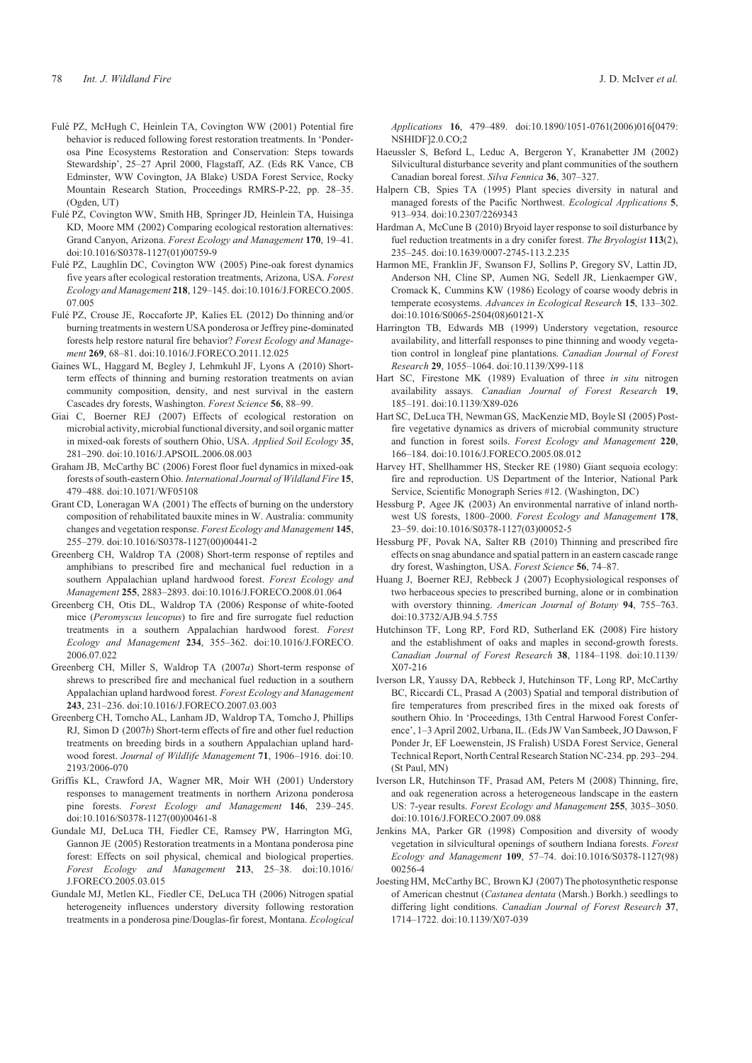Fulé PZ, McHugh C, Heinlein TA, Covington WW (2001) Potential fire behavior is reduced following forest restoration treatments. In 'Ponderosa Pine Ecosystems Restoration and Conservation: Steps towards Stewardship', 25–27 April 2000, Flagstaff, AZ. (Eds RK Vance, CB Edminster, WW Covington, JA Blake) USDA Forest Service, Rocky Mountain Research Station, Proceedings RMRS-P-22, pp. 28–35. (Ogden, UT)

Fulé PZ, Covington WW, Smith HB, Springer JD, Heinlein TA, Huisinga KD, Moore MM (2002) Comparing ecological restoration alternatives: Grand Canyon, Arizona. *Forest Ecology and Management* **170**, 19–41. doi:10.1016/S0378-1127(01)00759-9

Fulé PZ, Laughlin DC, Covington WW (2005) Pine-oak forest dynamics five years after ecological restoration treatments, Arizona, USA. *Forest Ecology and Management* **218**, 129–145. doi:10.1016/J.FORECO.2005.07.005

Fulé PZ, Crouse JE, Roccaforte JP, Kalies EL (2012) Do thinning and/or burning treatments in western USA ponderosa or Jeffrey pine-dominated forests help restore natural fire behavior? *Forest Ecology and Management* **269**, 68–81. doi:10.1016/J.FORECO.2011.12.025

Gaines WL, Haggard M, Begley J, Lehmkuhl JF, Lyons A (2010) Short-term effects of thinning and burning restoration treatments on avian community composition, density, and nest survival in the eastern Cascades dry forests, Washington. *Forest Science* **56**, 88–99.

Giai C, Boerner REJ (2007) Effects of ecological restoration on microbial activity, microbial functional diversity, and soil organic matter in mixed-oak forests of southern Ohio, USA. *Applied Soil Ecology* **35**, 281–290. doi:10.1016/J.APSOIL.2006.08.003

Graham JB, McCarthy BC (2006) Forest floor fuel dynamics in mixed-oak forests of south-eastern Ohio. *International Journal of Wildland Fire* **15**, 479–488. doi:10.1071/WF05108

Grant CD, Loneragan WA (2001) The effects of burning on the understory composition of rehabilitated bauxite mines in W. Australia: community changes and vegetation response. *Forest Ecology and Management* **145**, 255–279. doi:10.1016/S0378-1127(00)00441-2

Greenberg CH, Waldrop TA (2008) Short-term response of reptiles and amphibians to prescribed fire and mechanical fuel reduction in a southern Appalachian upland hardwood forest. *Forest Ecology and Management* **255**, 2883–2893. doi:10.1016/J.FORECO.2008.01.064

Greenberg CH, Otis DL, Waldrop TA (2006) Response of white-footed mice (*Peromyscus leucopus*) to fire and fire surrogate fuel reduction treatments in a southern Appalachian hardwood forest. *Forest Ecology and Management* **234**, 355–362. doi:10.1016/J.FORECO.2006.07.022

Greenberg CH, Miller S, Waldrop TA (2007*a*) Short-term response of shrews to prescribed fire and mechanical fuel reduction in a southern Appalachian upland hardwood forest. *Forest Ecology and Management* **243**, 231–236. doi:10.1016/J.FORECO.2007.03.003

Greenberg CH, Tomcho AL, Lanham JD, Waldrop TA, Tomcho J, Phillips RJ, Simon D (2007*b*) Short-term effects of fire and other fuel reduction treatments on breeding birds in a southern Appalachian upland hardwood forest. *Journal of Wildlife Management* **71**, 1906–1916. doi:10.2193/2006-070

Griffis KL, Crawford JA, Wagner MR, Moir WH (2001) Understory responses to management treatments in northern Arizona ponderosa pine forests. *Forest Ecology and Management* **146**, 239–245. doi:10.1016/S0378-1127(00)00461-8

Gundale MJ, DeLuca TH, Fiedler CE, Ramsey PW, Harrington MG, Gannon JE (2005) Restoration treatments in a Montana ponderosa pine forest: Effects on soil physical, chemical and biological properties. *Forest Ecology and Management* **213**, 25–38. doi:10.1016/J.FORECO.2005.03.015

Gundale MJ, Metlen KL, Fiedler CE, DeLuca TH (2006) Nitrogen spatial heterogeneity influences understory diversity following restoration treatments in a ponderosa pine/Douglas-fir forest, Montana. *Ecological Applications* **16**, 479–489. doi:10.1890/1051-0761(2006)016[0479:NSHIDF]2.0.CO;2

Haeussler S, Beford L, Leduc A, Bergeron Y, Kranabetter JM (2002) Silvicultural disturbance severity and plant communities of the southern Canadian boreal forest. *Silva Fennica* **36**, 307–327.

Halpern CB, Spies TA (1995) Plant species diversity in natural and managed forests of the Pacific Northwest. *Ecological Applications* **5**, 913–934. doi:10.2307/2269343

Hardman A, McCune B (2010) Bryoid layer response to soil disturbance by fuel reduction treatments in a dry conifer forest. *The Bryologist* **113**(2), 235–245. doi:10.1639/0007-2745-113.2.235

Harmon ME, Franklin JF, Swanson FJ, Sollins P, Gregory SV, Lattin JD, Anderson NH, Cline SP, Aumen NG, Sedell JR, Lienkaemper GW, Cromack K, Cummins KW (1986) Ecology of coarse woody debris in temperate ecosystems. *Advances in Ecological Research* **15**, 133–302. doi:10.1016/S0065-2504(08)60121-X

Harrington TB, Edwards MB (1999) Understory vegetation, resource availability, and litterfall responses to pine thinning and woody vegetation control in longleaf pine plantations. *Canadian Journal of Forest Research* **29**, 1055–1064. doi:10.1139/X99-118

Hart SC, Firestone MK (1989) Evaluation of three *in situ* nitrogen availability assays. *Canadian Journal of Forest Research* **19**, 185–191. doi:10.1139/X89-026

Hart SC, DeLuca TH, Newman GS, MacKenzie MD, Boyle SI (2005) Post-fire vegetative dynamics as drivers of microbial community structure and function in forest soils. *Forest Ecology and Management* **220**, 166–184. doi:10.1016/J.FORECO.2005.08.012

Harvey HT, Shellhammer HS, Stecker RE (1980) Giant sequoia ecology: fire and reproduction. US Department of the Interior, National Park Service, Scientific Monograph Series #12. (Washington, DC)

Hessburg P, Agee JK (2003) An environmental narrative of inland northwest US forests, 1800–2000. *Forest Ecology and Management* **178**, 23–59. doi:10.1016/S0378-1127(03)00052-5

Hessburg PF, Povak NA, Salter RB (2010) Thinning and prescribed fire effects on snag abundance and spatial pattern in an eastern cascade range dry forest, Washington, USA. *Forest Science* **56**, 74–87.

Huang J, Boerner REJ, Rebbeck J (2007) Ecophysiological responses of two herbaceous species to prescribed burning, alone or in combination with overstory thinning. *American Journal of Botany* **94**, 755–763. doi:10.3732/AJB.94.5.755

Hutchinson TF, Long RP, Ford RD, Sutherland EK (2008) Fire history and the establishment of oaks and maples in second-growth forests. *Canadian Journal of Forest Research* **38**, 1184–1198. doi:10.1139/X07-216

Iverson LR, Yaussy DA, Rebbeck J, Hutchinson TF, Long RP, McCarthy BC, Riccardi CL, Prasad A (2003) Spatial and temporal distribution of fire temperatures from prescribed fires in the mixed oak forests of southern Ohio. In 'Proceedings, 13th Central Harwood Forest Conference', 1–3 April 2002, Urbana, IL. (Eds JW Van Sambeek, JO Dawson, F Ponder Jr, EF Loewenstein, JS Fralish) USDA Forest Service, General Technical Report, North Central Research Station NC-234. pp. 293–294. (St Paul, MN)

Iverson LR, Hutchinson TF, Prasad AM, Peters M (2008) Thinning, fire, and oak regeneration across a heterogeneous landscape in the eastern US: 7-year results. *Forest Ecology and Management* **255**, 3035–3050. doi:10.1016/J.FORECO.2007.09.088

Jenkins MA, Parker GR (1998) Composition and diversity of woody vegetation in silvicultural openings of southern Indiana forests. *Forest Ecology and Management* **109**, 57–74. doi:10.1016/S0378-1127(98)00256-4

Joesting HM, McCarthy BC, Brown KJ (2007) The photosynthetic response of American chestnut (*Castanea dentata* (Marsh.) Borkh.) seedlings to differing light conditions. *Canadian Journal of Forest Research* **37**, 1714–1722. doi:10.1139/X07-039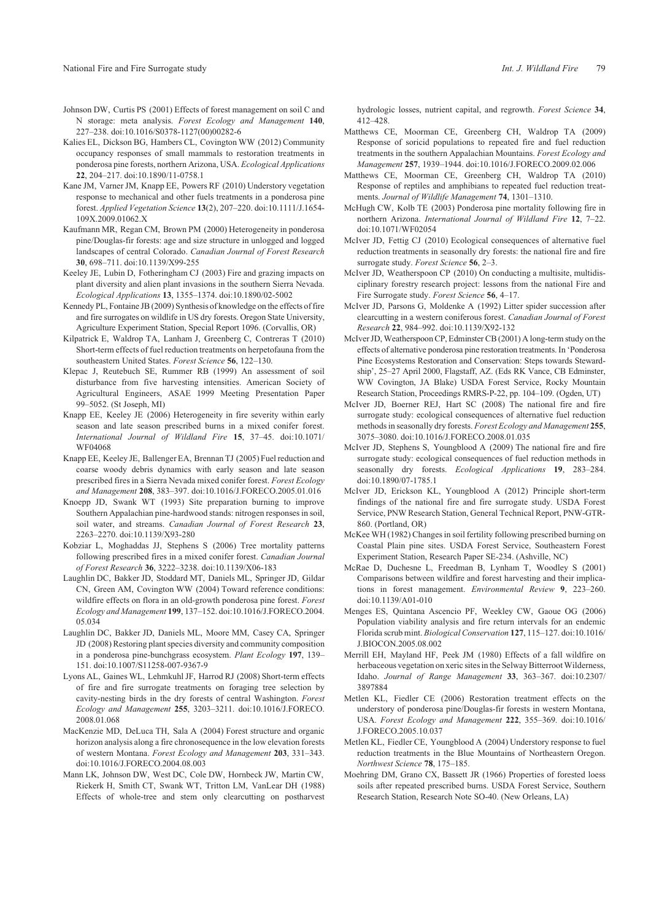Johnson DW, Curtis PS (2001) Effects of forest management on soil C and N storage: meta analysis. *Forest Ecology and Management* **140**, 227–238. doi:10.1016/S0378-1127(00)00282-6

Kalies EL, Dickson BG, Hambers CL, Covington WW (2012) Community occupancy responses of small mammals to restoration treatments in ponderosa pine forests, northern Arizona, USA. *Ecological Applications* **22**, 204–217. doi:10.1890/11-0758.1

Kane JM, Varner JM, Knapp EE, Powers RF (2010) Understory vegetation response to mechanical and other fuels treatments in a ponderosa pine forest. *Applied Vegetation Science* **13**(2), 207–220. doi:10.1111/J.1654-109X.2009.01062.X

Kaufmann MR, Regan CM, Brown PM (2000) Heterogeneity in ponderosa pine/Douglas-fir forests: age and size structure in unlogged and logged landscapes of central Colorado. *Canadian Journal of Forest Research* **30**, 698–711. doi:10.1139/X99-255

Keeley JE, Lubin D, Fotheringham CJ (2003) Fire and grazing impacts on plant diversity and alien plant invasions in the southern Sierra Nevada. *Ecological Applications* **13**, 1355–1374. doi:10.1890/02-5002

Kennedy PL, Fontaine JB (2009) Synthesis of knowledge on the effects of fire and fire surrogates on wildlife in US dry forests. Oregon State University, Agriculture Experiment Station, Special Report 1096. (Corvallis, OR)

Kilpatrick E, Waldrop TA, Lanham J, Greenberg C, Contreras T (2010) Short-term effects of fuel reduction treatments on herpetofauna from the southeastern United States. *Forest Science* **56**, 122–130.

Klepac J, Reutebuch SE, Rummer RB (1999) An assessment of soil disturbance from five harvesting intensities. American Society of Agricultural Engineers, ASAE 1999 Meeting Presentation Paper 99–5052. (St Joseph, MI)

Knapp EE, Keeley JE (2006) Heterogeneity in fire severity within early season and late season prescribed burns in a mixed conifer forest. *International Journal of Wildland Fire* **15**, 37–45. doi:10.1071/WF04068

Knapp EE, Keeley JE, Ballenger EA, Brennan TJ (2005) Fuel reduction and coarse woody debris dynamics with early season and late season prescribed fires in a Sierra Nevada mixed conifer forest. *Forest Ecology and Management* **208**, 383–397. doi:10.1016/J.FORECO.2005.01.016

Knoepp JD, Swank WT (1993) Site preparation burning to improve Southern Appalachian pine-hardwood stands: nitrogen responses in soil, soil water, and streams. *Canadian Journal of Forest Research* **23**, 2263–2270. doi:10.1139/X93-280

Kobziar L, Moghaddas JJ, Stephens S (2006) Tree mortality patterns following prescribed fires in a mixed conifer forest. *Canadian Journal of Forest Research* **36**, 3222–3238. doi:10.1139/X06-183

Laughlin DC, Bakker JD, Stoddard MT, Daniels ML, Springer JD, Gildar CN, Green AM, Covington WW (2004) Toward reference conditions: wildfire effects on flora in an old-growth ponderosa pine forest. *Forest Ecology and Management* **199**, 137–152. doi:10.1016/J.FORECO.2004.05.034

Laughlin DC, Bakker JD, Daniels ML, Moore MM, Casey CA, Springer JD (2008) Restoring plant species diversity and community composition in a ponderosa pine-bunchgrass ecosystem. *Plant Ecology* **197**, 139–151. doi:10.1007/S11258-007-9367-9

Lyons AL, Gaines WL, Lehmkuhl JF, Harrod RJ (2008) Short-term effects of fire and fire surrogate treatments on foraging tree selection by cavity-nesting birds in the dry forests of central Washington. *Forest Ecology and Management* **255**, 3203–3211. doi:10.1016/J.FORECO.2008.01.068

MacKenzie MD, DeLuca TH, Sala A (2004) Forest structure and organic horizon analysis along a fire chronosequence in the low elevation forests of western Montana. *Forest Ecology and Management* **203**, 331–343. doi:10.1016/J.FORECO.2004.08.003

Mann LK, Johnson DW, West DC, Cole DW, Hornbeck JW, Martin CW, Riekerk H, Smith CT, Swank WT, Tritton LM, VanLear DH (1988) Effects of whole-tree and stem only clearcutting on postharvest hydrologic losses, nutrient capital, and regrowth. *Forest Science* **34**, 412–428.

Matthews CE, Moorman CE, Greenberg CH, Waldrop TA (2009) Response of soricid populations to repeated fire and fuel reduction treatments in the southern Appalachian Mountains. *Forest Ecology and Management* **257**, 1939–1944. doi:10.1016/J.FORECO.2009.02.006

Matthews CE, Moorman CE, Greenberg CH, Waldrop TA (2010) Response of reptiles and amphibians to repeated fuel reduction treatments. *Journal of Wildlife Management* **74**, 1301–1310.

McHugh CW, Kolb TE (2003) Ponderosa pine mortality following fire in northern Arizona. *International Journal of Wildland Fire* **12**, 7–22. doi:10.1071/WF02054

McIver JD, Fettig CJ (2010) Ecological consequences of alternative fuel reduction treatments in seasonally dry forests: the national fire and fire surrogate study. *Forest Science* **56**, 2–3.

McIver JD, Weatherspoon CP (2010) On conducting a multisite, multidisciplinary forestry research project: lessons from the national Fire and Fire Surrogate study. *Forest Science* **56**, 4–17.

McIver JD, Parsons G, Moldenke A (1992) Litter spider succession after clearcutting in a western coniferous forest. *Canadian Journal of Forest Research* **22**, 984–992. doi:10.1139/X92-132

McIver JD, Weatherspoon CP, Edminster CB (2001) A long-term study on the effects of alternative ponderosa pine restoration treatments. In 'Ponderosa Pine Ecosystems Restoration and Conservation: Steps towards Stewardship', 25–27 April 2000, Flagstaff, AZ. (Eds RK Vance, CB Edminster, WW Covington, JA Blake) USDA Forest Service, Rocky Mountain Research Station, Proceedings RMRS-P-22, pp. 104–109. (Ogden, UT)

McIver JD, Boerner REJ, Hart SC (2008) The national fire and fire surrogate study: ecological consequences of alternative fuel reduction methods in seasonally dry forests. *Forest Ecology and Management* **255**, 3075–3080. doi:10.1016/J.FORECO.2008.01.035

McIver JD, Stephens S, Youngblood A (2009) The national fire and fire surrogate study: ecological consequences of fuel reduction methods in seasonally dry forests. *Ecological Applications* **19**, 283–284. doi:10.1890/07-1785.1

McIver JD, Erickson KL, Youngblood A (2012) Principle short-term findings of the national fire and fire surrogate study. USDA Forest Service, PNW Research Station, General Technical Report, PNW-GTR-860. (Portland, OR)

McKee WH (1982) Changes in soil fertility following prescribed burning on Coastal Plain pine sites. USDA Forest Service, Southeastern Forest Experiment Station, Research Paper SE-234. (Ashville, NC)

McRae D, Duchesne L, Freedman B, Lynham T, Woodley S (2001) Comparisons between wildfire and forest harvesting and their implications in forest management. *Environmental Review* **9**, 223–260. doi:10.1139/A01-010

Menges ES, Quintana Ascencio PF, Weekley CW, Gaoue OG (2006) Population viability analysis and fire return intervals for an endemic Florida scrub mint. *Biological Conservation* **127**, 115–127. doi:10.1016/J.BIOCON.2005.08.002

Merrill EH, Mayland HF, Peek JM (1980) Effects of a fall wildfire on herbaceous vegetation on xeric sites in the Selway Bitterroot Wilderness, Idaho. *Journal of Range Management* **33**, 363–367. doi:10.2307/3897884

Metlen KL, Fiedler CE (2006) Restoration treatment effects on the understory of ponderosa pine/Douglas-fir forests in western Montana, USA. *Forest Ecology and Management* **222**, 355–369. doi:10.1016/J.FORECO.2005.10.037

Metlen KL, Fiedler CE, Youngblood A (2004) Understory response to fuel reduction treatments in the Blue Mountains of Northeastern Oregon. *Northwest Science* **78**, 175–185.

Moehring DM, Grano CX, Bassett JR (1966) Properties of forested loess soils after repeated prescribed burns. USDA Forest Service, Southern Research Station, Research Note SO-40. (New Orleans, LA)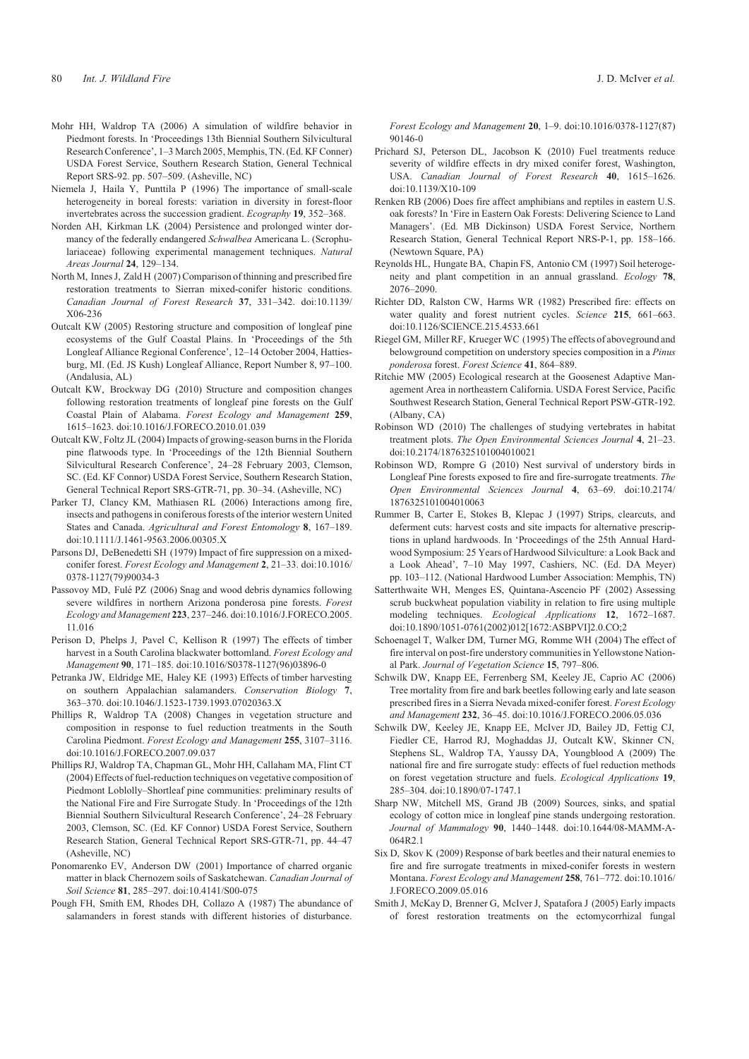Mohr HH, Waldrop TA (2006) A simulation of wildfire behavior in Piedmont forests. In 'Proceedings 13th Biennial Southern Silvicultural Research Conference', 1–3 March 2005, Memphis, TN. (Ed. KF Conner) USDA Forest Service, Southern Research Station, General Technical Report SRS-92. pp. 507–509. (Asheville, NC)

Niemela J, Haila Y, Punttila P (1996) The importance of small-scale heterogeneity in boreal forests: variation in diversity in forest-floor invertebrates across the succession gradient. *Ecography* **19**, 352–368.

Norden AH, Kirkman LK (2004) Persistence and prolonged winter dormancy of the federally endangered *Schwalbea* Americana L. (Scrophulariaceae) following experimental management techniques. *Natural Areas Journal* **24**, 129–134.

North M, Innes J, Zald H (2007) Comparison of thinning and prescribed fire restoration treatments to Sierran mixed-conifer historic conditions. *Canadian Journal of Forest Research* **37**, 331–342. doi:10.1139/X06-236

Outcalt KW (2005) Restoring structure and composition of longleaf pine ecosystems of the Gulf Coastal Plains. In 'Proceedings of the 5th Longleaf Alliance Regional Conference', 12–14 October 2004, Hattiesburg, MI. (Ed. JS Kush) Longleaf Alliance, Report Number 8, 97–100. (Andalusia, AL)

Outcalt KW, Brockway DG (2010) Structure and composition changes following restoration treatments of longleaf pine forests on the Gulf Coastal Plain of Alabama. *Forest Ecology and Management* **259**, 1615–1623. doi:10.1016/J.FORECO.2010.01.039

Outcalt KW, Foltz JL (2004) Impacts of growing-season burns in the Florida pine flatwoods type. In 'Proceedings of the 12th Biennial Southern Silvicultural Research Conference', 24–28 February 2003, Clemson, SC. (Ed. KF Connor) USDA Forest Service, Southern Research Station, General Technical Report SRS-GTR-71, pp. 30–34. (Asheville, NC)

Parker TJ, Clancy KM, Mathiasen RL (2006) Interactions among fire, insects and pathogens in coniferous forests of the interior western United States and Canada. *Agricultural and Forest Entomology* **8**, 167–189. doi:10.1111/J.1461-9563.2006.00305.X

Parsons DJ, DeBenedetti SH (1979) Impact of fire suppression on a mixed-conifer forest. *Forest Ecology and Management* **2**, 21–33. doi:10.1016/0378-1127(79)90034-3

Passovoy MD, Fulé PZ (2006) Snag and wood debris dynamics following severe wildfires in northern Arizona ponderosa pine forests. *Forest Ecology and Management* **223**, 237–246. doi:10.1016/J.FORECO.2005.11.016

Perison D, Phelps J, Pavel C, Kellison R (1997) The effects of timber harvest in a South Carolina blackwater bottomland. *Forest Ecology and Management* **90**, 171–185. doi:10.1016/S0378-1127(96)03896-0

Petranka JW, Eldridge ME, Haley KE (1993) Effects of timber harvesting on southern Appalachian salamanders. *Conservation Biology* **7**, 363–370. doi:10.1046/J.1523-1739.1993.07020363.X

Phillips R, Waldrop TA (2008) Changes in vegetation structure and composition in response to fuel reduction treatments in the South Carolina Piedmont. *Forest Ecology and Management* **255**, 3107–3116. doi:10.1016/J.FORECO.2007.09.037

Phillips RJ, Waldrop TA, Chapman GL, Mohr HH, Callaham MA, Flint CT (2004) Effects of fuel-reduction techniques on vegetative composition of Piedmont Loblolly–Shortleaf pine communities: preliminary results of the National Fire and Fire Surrogate Study. In 'Proceedings of the 12th Biennial Southern Silvicultural Research Conference', 24–28 February 2003, Clemson, SC. (Ed. KF Connor) USDA Forest Service, Southern Research Station, General Technical Report SRS-GTR-71, pp. 44–47 (Asheville, NC)

Ponomarenko EV, Anderson DW (2001) Importance of charred organic matter in black Chernozem soils of Saskatchewan. *Canadian Journal of Soil Science* **81**, 285–297. doi:10.4141/S00-075

Pough FH, Smith EM, Rhodes DH, Collazo A (1987) The abundance of salamanders in forest stands with different histories of disturbance. *Forest Ecology and Management* **20**, 1–9. doi:10.1016/0378-1127(87)90146-0

Prichard SJ, Peterson DL, Jacobson K (2010) Fuel treatments reduce severity of wildfire effects in dry mixed conifer forest, Washington, USA. *Canadian Journal of Forest Research* **40**, 1615–1626. doi:10.1139/X10-109

Renken RB (2006) Does fire affect amphibians and reptiles in eastern U.S. oak forests? In 'Fire in Eastern Oak Forests: Delivering Science to Land Managers'. (Ed. MB Dickinson) USDA Forest Service, Northern Research Station, General Technical Report NRS-P-1, pp. 158–166. (Newtown Square, PA)

Reynolds HL, Hungate BA, Chapin FS, Antonio CM (1997) Soil heterogeneity and plant competition in an annual grassland. *Ecology* **78**, 2076–2090.

Richter DD, Ralston CW, Harms WR (1982) Prescribed fire: effects on water quality and forest nutrient cycles. *Science* **215**, 661–663. doi:10.1126/SCIENCE.215.4533.661

Riegel GM, Miller RF, Krueger WC (1995) The effects of aboveground and belowground competition on understory species composition in a *Pinus ponderosa* forest. *Forest Science* **41**, 864–889.

Ritchie MW (2005) Ecological research at the Goosenest Adaptive Management Area in northeastern California. USDA Forest Service, Pacific Southwest Research Station, General Technical Report PSW-GTR-192. (Albany, CA)

Robinson WD (2010) The challenges of studying vertebrates in habitat treatment plots. *The Open Environmental Sciences Journal* **4**, 21–23. doi:10.2174/1876325101004010021

Robinson WD, Rompre G (2010) Nest survival of understory birds in Longleaf Pine forests exposed to fire and fire-surrogate treatments. *The Open Environmental Sciences Journal* **4**, 63–69. doi:10.2174/1876325101004010063

Rummer B, Carter E, Stokes B, Klepac J (1997) Strips, clearcuts, and deferment cuts: harvest costs and site impacts for alternative prescriptions in upland hardwoods. In 'Proceedings of the 25th Annual Hardwood Symposium: 25 Years of Hardwood Silviculture: a Look Back and a Look Ahead', 7–10 May 1997, Cashiers, NC. (Ed. DA Meyer) pp. 103–112. (National Hardwood Lumber Association: Memphis, TN)

Satterthwaite WH, Menges ES, Quintana-Ascencio PF (2002) Assessing scrub buckwheat population viability in relation to fire using multiple modeling techniques. *Ecological Applications* **12**, 1672–1687. doi:10.1890/1051-0761(2002)012[1672:ASBPVI]2.0.CO;2

Schoenagel T, Walker DM, Turner MG, Romme WH (2004) The effect of fire interval on post-fire understory communities in Yellowstone National Park. *Journal of Vegetation Science* **15**, 797–806.

Schwilk DW, Knapp EE, Ferrenberg SM, Keeley JE, Caprio AC (2006) Tree mortality from fire and bark beetles following early and late season prescribed fires in a Sierra Nevada mixed-conifer forest. *Forest Ecology and Management* **232**, 36–45. doi:10.1016/J.FORECO.2006.05.036

Schwilk DW, Keeley JE, Knapp EE, McIver JD, Bailey JD, Fettig CJ, Fiedler CE, Harrod RJ, Moghaddas JJ, Outcalt KW, Skinner CN, Stephens SL, Waldrop TA, Yaussy DA, Youngblood A (2009) The national fire and fire surrogate study: effects of fuel reduction methods on forest vegetation structure and fuels. *Ecological Applications* **19**, 285–304. doi:10.1890/07-1747.1

Sharp NW, Mitchell MS, Grand JB (2009) Sources, sinks, and spatial ecology of cotton mice in longleaf pine stands undergoing restoration. *Journal of Mammalogy* **90**, 1440–1448. doi:10.1644/08-MAMM-A-064R2.1

Six D, Skov K (2009) Response of bark beetles and their natural enemies to fire and fire surrogate treatments in mixed-conifer forests in western Montana. *Forest Ecology and Management* **258**, 761–772. doi:10.1016/J.FORECO.2009.05.016

Smith J, McKay D, Brenner G, McIver J, Spatafora J (2005) Early impacts of forest restoration treatments on the ectomycorrhizal fungal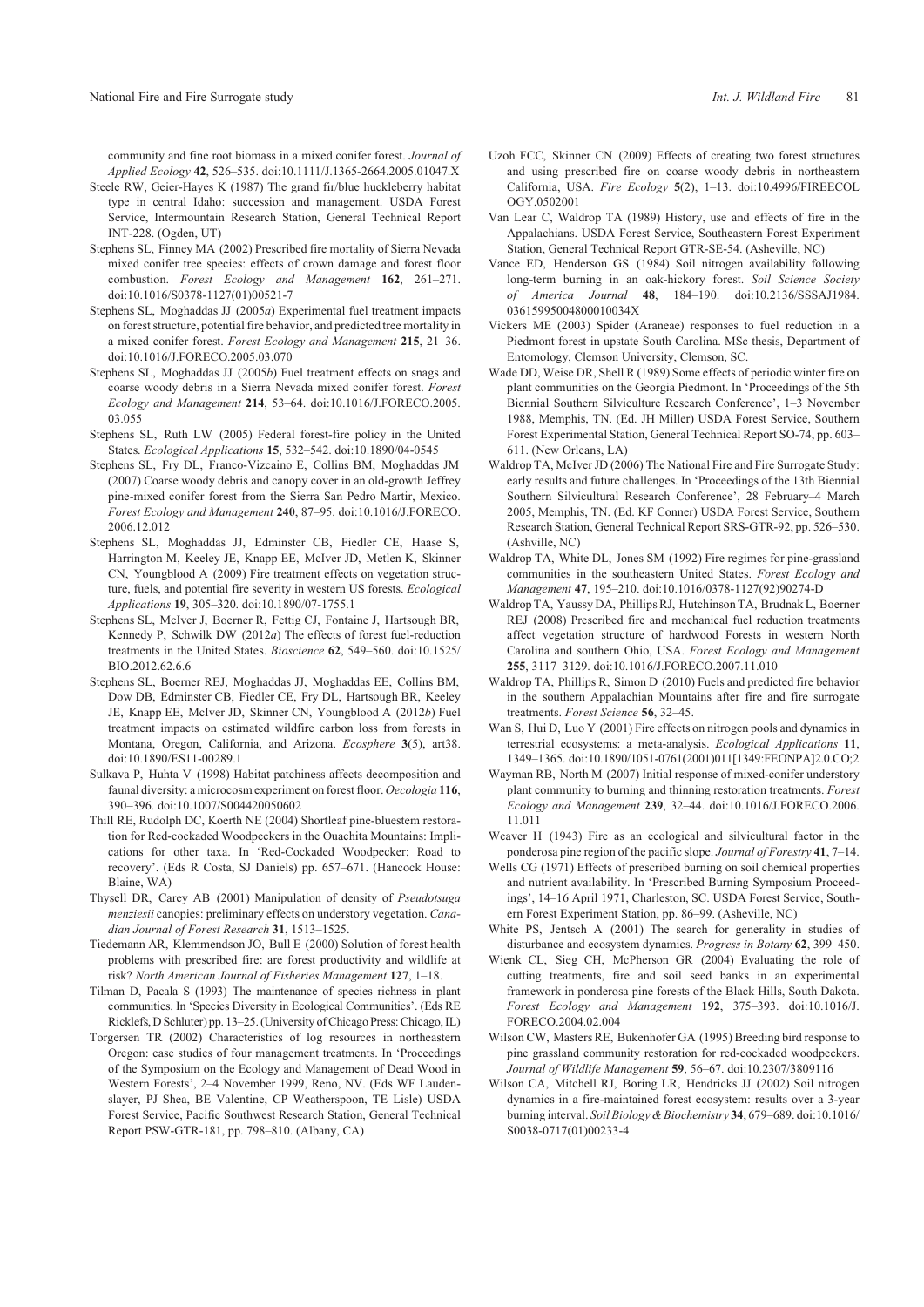community and fine root biomass in a mixed conifer forest. *Journal of Applied Ecology* **42**, 526–535. doi:10.1111/J.1365-2664.2005.01047.X

Steele RW, Geier-Hayes K (1987) The grand fir/blue huckleberry habitat type in central Idaho: succession and management. USDA Forest Service, Intermountain Research Station, General Technical Report INT-228. (Ogden, UT)

Stephens SL, Finney MA (2002) Prescribed fire mortality of Sierra Nevada mixed conifer tree species: effects of crown damage and forest floor combustion. *Forest Ecology and Management* **162**, 261–271. doi:10.1016/S0378-1127(01)00521-7

Stephens SL, Moghaddas JJ (2005*a*) Experimental fuel treatment impacts on forest structure, potential fire behavior, and predicted tree mortality in a mixed conifer forest. *Forest Ecology and Management* **215**, 21–36. doi:10.1016/J.FORECO.2005.03.070

Stephens SL, Moghaddas JJ (2005*b*) Fuel treatment effects on snags and coarse woody debris in a Sierra Nevada mixed conifer forest. *Forest Ecology and Management* **214**, 53–64. doi:10.1016/J.FORECO.2005.03.055

Stephens SL, Ruth LW (2005) Federal forest-fire policy in the United States. *Ecological Applications* **15**, 532–542. doi:10.1890/04-0545

Stephens SL, Fry DL, Franco-Vizcaino E, Collins BM, Moghaddas JM (2007) Coarse woody debris and canopy cover in an old-growth Jeffrey pine-mixed conifer forest from the Sierra San Pedro Martir, Mexico. *Forest Ecology and Management* **240**, 87–95. doi:10.1016/J.FORECO.2006.12.012

Stephens SL, Moghaddas JJ, Edminster CB, Fiedler CE, Haase S, Harrington M, Keeley JE, Knapp EE, McIver JD, Metlen K, Skinner CN, Youngblood A (2009) Fire treatment effects on vegetation structure, fuels, and potential fire severity in western US forests. *Ecological Applications* **19**, 305–320. doi:10.1890/07-1755.1

Stephens SL, McIver J, Boerner R, Fettig CJ, Fontaine J, Hartsough BR, Kennedy P, Schwilk DW (2012*a*) The effects of forest fuel-reduction treatments in the United States. *Bioscience* **62**, 549–560. doi:10.1525/BIO.2012.62.6.6

Stephens SL, Boerner REJ, Moghaddas JJ, Moghaddas EE, Collins BM, Dow DB, Edminster CB, Fiedler CE, Fry DL, Hartsough BR, Keeley JE, Knapp EE, McIver JD, Skinner CN, Youngblood A (2012*b*) Fuel treatment impacts on estimated wildfire carbon loss from forests in Montana, Oregon, California, and Arizona. *Ecosphere* **3**(5), art38. doi:10.1890/ES11-00289.1

Sulkava P, Huhta V (1998) Habitat patchiness affects decomposition and faunal diversity: a microcosm experiment on forest floor. *Oecologia* **116**, 390–396. doi:10.1007/S004420050602

Thill RE, Rudolph DC, Koerth NE (2004) Shortleaf pine-bluestem restoration for Red-cockaded Woodpeckers in the Ouachita Mountains: Implications for other taxa. In 'Red-Cockaded Woodpecker: Road to recovery'. (Eds R Costa, SJ Daniels) pp. 657–671. (Hancock House: Blaine, WA)

Thysell DR, Carey AB (2001) Manipulation of density of *Pseudotsuga menziesii* canopies: preliminary effects on understory vegetation. *Canadian Journal of Forest Research* **31**, 1513–1525.

Tiedemann AR, Klemmendson JO, Bull E (2000) Solution of forest health problems with prescribed fire: are forest productivity and wildlife at risk? *North American Journal of Fisheries Management* **127**, 1–18.

Tilman D, Pacala S (1993) The maintenance of species richness in plant communities. In 'Species Diversity in Ecological Communities'. (Eds RE Ricklefs, D Schluter) pp. 13–25. (University of Chicago Press: Chicago, IL)

Torgersen TR (2002) Characteristics of log resources in northeastern Oregon: case studies of four management treatments. In 'Proceedings of the Symposium on the Ecology and Management of Dead Wood in Western Forests', 2–4 November 1999, Reno, NV. (Eds WF Laudenslayer, PJ Shea, BE Valentine, CP Weatherspoon, TE Lisle) USDA Forest Service, Pacific Southwest Research Station, General Technical Report PSW-GTR-181, pp. 798–810. (Albany, CA)

Uzoh FCC, Skinner CN (2009) Effects of creating two forest structures and using prescribed fire on coarse woody debris in northeastern California, USA. *Fire Ecology* **5**(2), 1–13. doi:10.4996/FIREECOLOGY.0502001

Van Lear C, Waldrop TA (1989) History, use and effects of fire in the Appalachians. USDA Forest Service, Southeastern Forest Experiment Station, General Technical Report GTR-SE-54. (Asheville, NC)

Vance ED, Henderson GS (1984) Soil nitrogen availability following long-term burning in an oak-hickory forest. *Soil Science Society of America Journal* **48**, 184–190. doi:10.2136/SSSAJ1984.03615995004800010034X

Vickers ME (2003) Spider (Araneae) responses to fuel reduction in a Piedmont forest in upstate South Carolina. MSc thesis, Department of Entomology, Clemson University, Clemson, SC.

Wade DD, Weise DR, Shell R (1989) Some effects of periodic winter fire on plant communities on the Georgia Piedmont. In 'Proceedings of the 5th Biennial Southern Silviculture Research Conference', 1–3 November 1988, Memphis, TN. (Ed. JH Miller) USDA Forest Service, Southern Forest Experimental Station, General Technical Report SO-74, pp. 603–611. (New Orleans, LA)

Waldrop TA, McIver JD (2006) The National Fire and Fire Surrogate Study: early results and future challenges. In 'Proceedings of the 13th Biennial Southern Silvicultural Research Conference', 28 February–4 March 2005, Memphis, TN. (Ed. KF Conner) USDA Forest Service, Southern Research Station, General Technical Report SRS-GTR-92, pp. 526–530. (Ashville, NC)

Waldrop TA, White DL, Jones SM (1992) Fire regimes for pine-grassland communities in the southeastern United States. *Forest Ecology and Management* **47**, 195–210. doi:10.1016/0378-1127(92)90274-D

Waldrop TA, Yaussy DA, Phillips RJ, Hutchinson TA, Brudnak L, Boerner REJ (2008) Prescribed fire and mechanical fuel reduction treatments affect vegetation structure of hardwood Forests in western North Carolina and southern Ohio, USA. *Forest Ecology and Management* **255**, 3117–3129. doi:10.1016/J.FORECO.2007.11.010

Waldrop TA, Phillips R, Simon D (2010) Fuels and predicted fire behavior in the southern Appalachian Mountains after fire and fire surrogate treatments. *Forest Science* **56**, 32–45.

Wan S, Hui D, Luo Y (2001) Fire effects on nitrogen pools and dynamics in terrestrial ecosystems: a meta-analysis. *Ecological Applications* **11**, 1349–1365. doi:10.1890/1051-0761(2001)011[1349:FEONPA]2.0.CO;2

Wayman RB, North M (2007) Initial response of mixed-conifer understory plant community to burning and thinning restoration treatments. *Forest Ecology and Management* **239**, 32–44. doi:10.1016/J.FORECO.2006.11.011

Weaver H (1943) Fire as an ecological and silvicultural factor in the ponderosa pine region of the pacific slope. *Journal of Forestry* **41**, 7–14.

Wells CG (1971) Effects of prescribed burning on soil chemical properties and nutrient availability. In 'Prescribed Burning Symposium Proceedings', 14–16 April 1971, Charleston, SC. USDA Forest Service, Southern Forest Experiment Station, pp. 86–99. (Asheville, NC)

White PS, Jentsch A (2001) The search for generality in studies of disturbance and ecosystem dynamics. *Progress in Botany* **62**, 399–450.

Wienk CL, Sieg CH, McPherson GR (2004) Evaluating the role of cutting treatments, fire and soil seed banks in an experimental framework in ponderosa pine forests of the Black Hills, South Dakota. *Forest Ecology and Management* **192**, 375–393. doi:10.1016/J.FORECO.2004.02.004

Wilson CW, Masters RE, Bukenhofer GA (1995) Breeding bird response to pine grassland community restoration for red-cockaded woodpeckers. *Journal of Wildlife Management* **59**, 56–67. doi:10.2307/3809116

Wilson CA, Mitchell RJ, Boring LR, Hendricks JJ (2002) Soil nitrogen dynamics in a fire-maintained forest ecosystem: results over a 3-year burning interval. *Soil Biology & Biochemistry* **34**, 679–689. doi:10.1016/S0038-0717(01)00233-4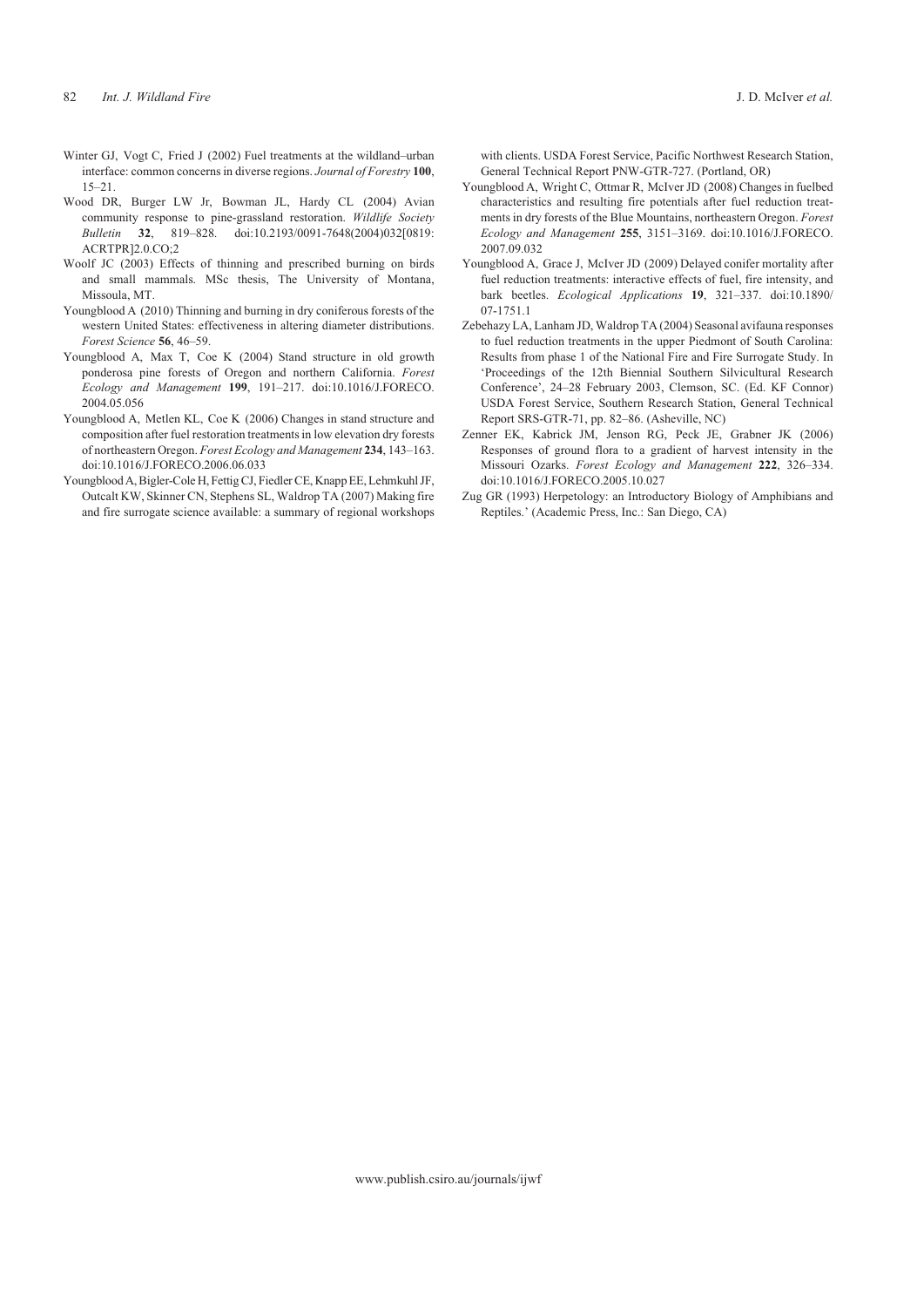Winter GJ, Vogt C, Fried J (2002) Fuel treatments at the wildland–urban interface: common concerns in diverse regions. *Journal of Forestry* **100**, 15–21.

Wood DR, Burger LW Jr, Bowman JL, Hardy CL (2004) Avian community response to pine-grassland restoration. *Wildlife Society Bulletin* **32**, 819–828. doi:10.2193/0091-7648(2004)032[0819:ACRTPR]2.0.CO;2

Woolf JC (2003) Effects of thinning and prescribed burning on birds and small mammals. MSc thesis, The University of Montana, Missoula, MT.

Youngblood A (2010) Thinning and burning in dry coniferous forests of the western United States: effectiveness in altering diameter distributions. *Forest Science* **56**, 46–59.

Youngblood A, Max T, Coe K (2004) Stand structure in old growth ponderosa pine forests of Oregon and northern California. *Forest Ecology and Management* **199**, 191–217. doi:10.1016/J.FORECO.2004.05.056

Youngblood A, Metlen KL, Coe K (2006) Changes in stand structure and composition after fuel restoration treatments in low elevation dry forests of northeastern Oregon. *Forest Ecology and Management* **234**, 143–163. doi:10.1016/J.FORECO.2006.06.033

Youngblood A, Bigler-Cole H, Fettig CJ, Fiedler CE, Knapp EE, Lehmkuhl JF, Outcalt KW, Skinner CN, Stephens SL, Waldrop TA (2007) Making fire and fire surrogate science available: a summary of regional workshops with clients. USDA Forest Service, Pacific Northwest Research Station, General Technical Report PNW-GTR-727. (Portland, OR)

Youngblood A, Wright C, Ottmar R, McIver JD (2008) Changes in fuelbed characteristics and resulting fire potentials after fuel reduction treatments in dry forests of the Blue Mountains, northeastern Oregon. *Forest Ecology and Management* **255**, 3151–3169. doi:10.1016/J.FORECO.2007.09.032

Youngblood A, Grace J, McIver JD (2009) Delayed conifer mortality after fuel reduction treatments: interactive effects of fuel, fire intensity, and bark beetles. *Ecological Applications* **19**, 321–337. doi:10.1890/07-1751.1

Zebehazy LA, Lanham JD, Waldrop TA (2004) Seasonal avifauna responses to fuel reduction treatments in the upper Piedmont of South Carolina: Results from phase 1 of the National Fire and Fire Surrogate Study. In 'Proceedings of the 12th Biennial Southern Silvicultural Research Conference', 24–28 February 2003, Clemson, SC. (Ed. KF Connor) USDA Forest Service, Southern Research Station, General Technical Report SRS-GTR-71, pp. 82–86. (Asheville, NC)

Zenner EK, Kabrick JM, Jenson RG, Peck JE, Grabner JK (2006) Responses of ground flora to a gradient of harvest intensity in the Missouri Ozarks. *Forest Ecology and Management* **222**, 326–334. doi:10.1016/J.FORECO.2005.10.027

Zug GR (1993) Herpetology: an Introductory Biology of Amphibians and Reptiles.' (Academic Press, Inc.: San Diego, CA)